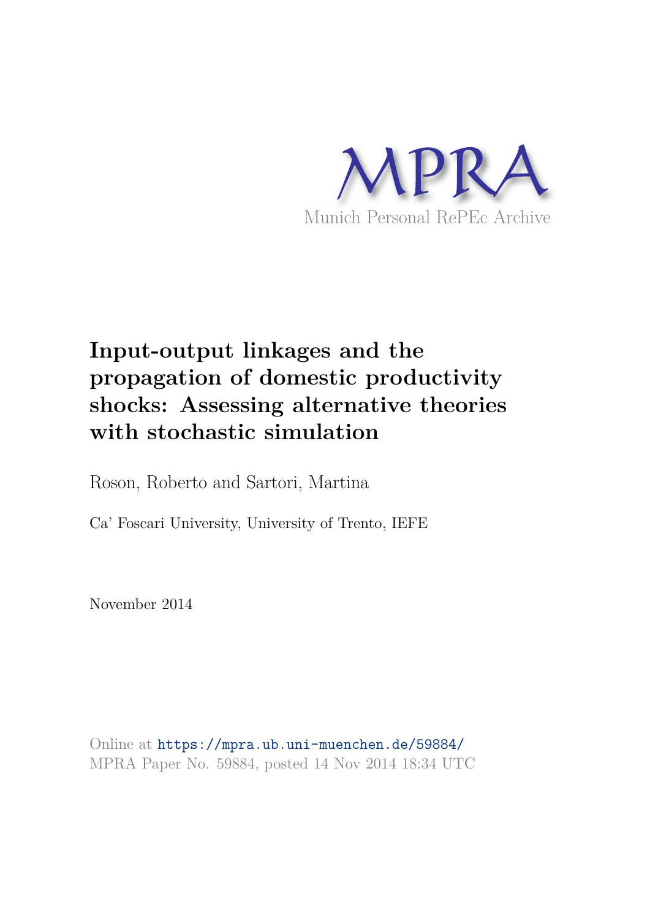MPRA

Munich Personal RePEc Archive

# Input-output linkages and the propagation of domestic productivity shocks: Assessing alternative theories with stochastic simulation

Roson, Roberto and Sartori, Martina

Ca' Foscari University, University of Trento, IEFE

November 2014

Online at https://mpra.ub.uni-muenchen.de/59884/

MPRA Paper No. 59884, posted 14 Nov 2014 18:34 UTC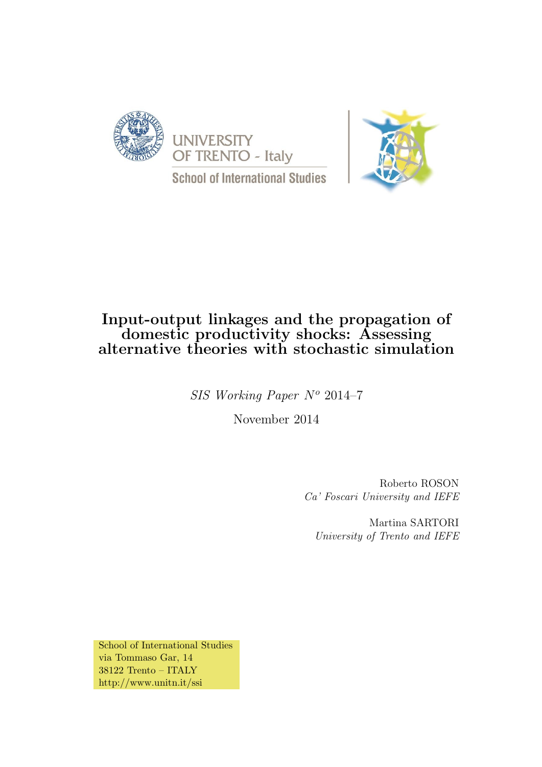UNIVERSITY OF TRENTO - Italy

School of International Studies

# Input-output linkages and the propagation of domestic productivity shocks: Assessing alternative theories with stochastic simulation

*SIS Working Paper N$^o$ 2014–7*

November 2014

Roberto ROSON
*Ca' Foscari University and IEFE*

Martina SARTORI
*University of Trento and IEFE*

School of International Studies
via Tommaso Gar, 14
38122 Trento – ITALY
http://www.unitn.it/ssi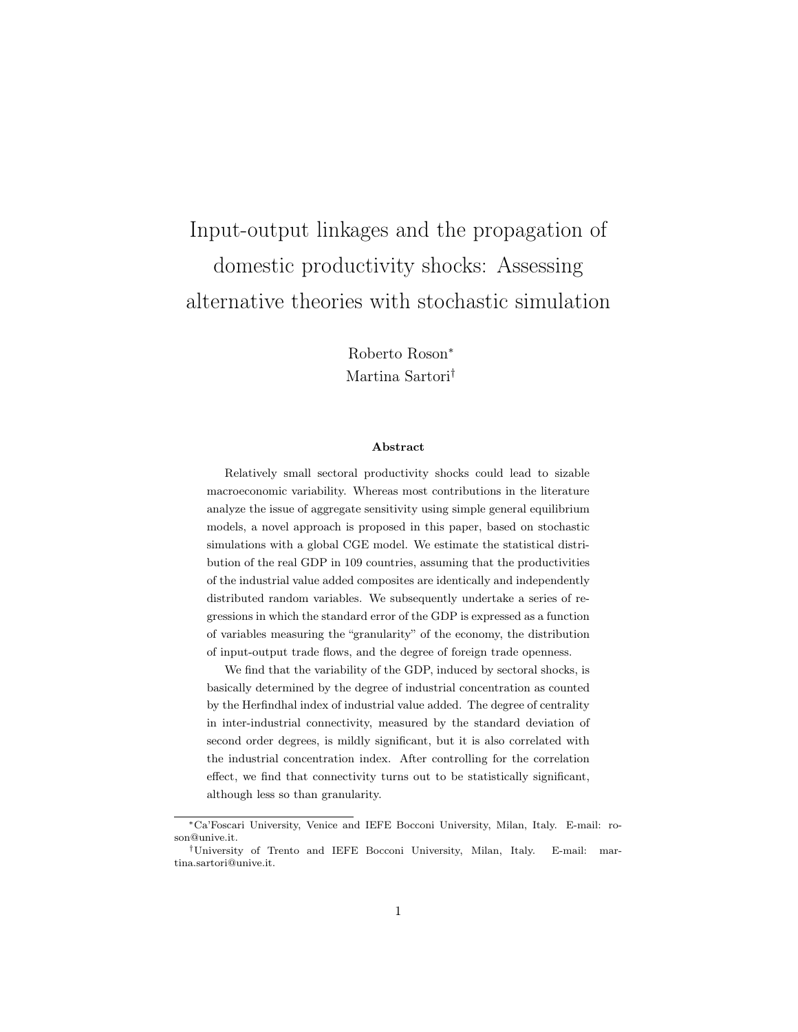# Input-output linkages and the propagation of domestic productivity shocks: Assessing alternative theories with stochastic simulation

Roberto Roson*

Martina Sartori†

### Abstract

Relatively small sectoral productivity shocks could lead to sizable macroeconomic variability. Whereas most contributions in the literature analyze the issue of aggregate sensitivity using simple general equilibrium models, a novel approach is proposed in this paper, based on stochastic simulations with a global CGE model. We estimate the statistical distribution of the real GDP in 109 countries, assuming that the productivities of the industrial value added composites are identically and independently distributed random variables. We subsequently undertake a series of regressions in which the standard error of the GDP is expressed as a function of variables measuring the "granularity" of the economy, the distribution of input-output trade flows, and the degree of foreign trade openness.

We find that the variability of the GDP, induced by sectoral shocks, is basically determined by the degree of industrial concentration as counted by the Herfindhal index of industrial value added. The degree of centrality in inter-industrial connectivity, measured by the standard deviation of second order degrees, is mildly significant, but it is also correlated with the industrial concentration index. After controlling for the correlation effect, we find that connectivity turns out to be statistically significant, although less so than granularity.

---

*Ca'Foscari University, Venice and IEFE Bocconi University, Milan, Italy. E-mail: roson@unive.it.

†University of Trento and IEFE Bocconi University, Milan, Italy. E-mail: martina.sartori@unive.it.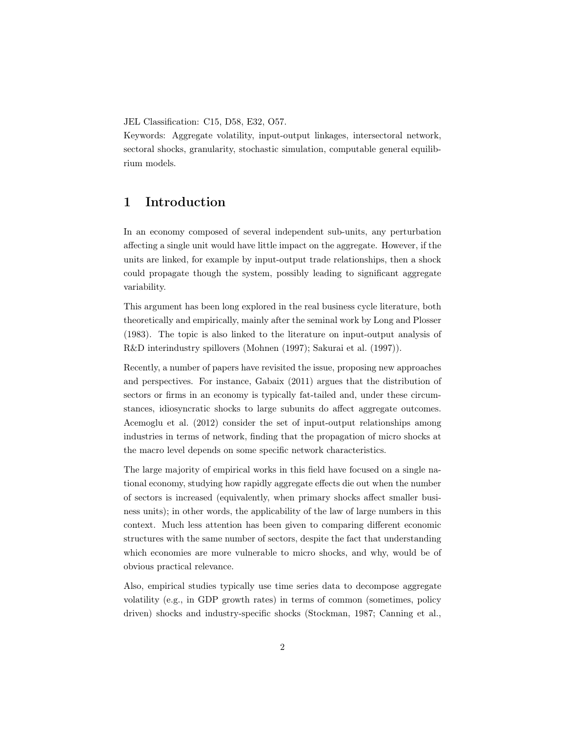JEL Classification: C15, D58, E32, O57.

Keywords: Aggregate volatility, input-output linkages, intersectoral network, sectoral shocks, granularity, stochastic simulation, computable general equilibrium models.

# 1 Introduction

In an economy composed of several independent sub-units, any perturbation affecting a single unit would have little impact on the aggregate. However, if the units are linked, for example by input-output trade relationships, then a shock could propagate though the system, possibly leading to significant aggregate variability.

This argument has been long explored in the real business cycle literature, both theoretically and empirically, mainly after the seminal work by Long and Plosser (1983). The topic is also linked to the literature on input-output analysis of R&D interindustry spillovers (Mohnen (1997); Sakurai et al. (1997)).

Recently, a number of papers have revisited the issue, proposing new approaches and perspectives. For instance, Gabaix (2011) argues that the distribution of sectors or firms in an economy is typically fat-tailed and, under these circumstances, idiosyncratic shocks to large subunits do affect aggregate outcomes. Acemoglu et al. (2012) consider the set of input-output relationships among industries in terms of network, finding that the propagation of micro shocks at the macro level depends on some specific network characteristics.

The large majority of empirical works in this field have focused on a single national economy, studying how rapidly aggregate effects die out when the number of sectors is increased (equivalently, when primary shocks affect smaller business units); in other words, the applicability of the law of large numbers in this context. Much less attention has been given to comparing different economic structures with the same number of sectors, despite the fact that understanding which economies are more vulnerable to micro shocks, and why, would be of obvious practical relevance.

Also, empirical studies typically use time series data to decompose aggregate volatility (e.g., in GDP growth rates) in terms of common (sometimes, policy driven) shocks and industry-specific shocks (Stockman, 1987; Canning et al.,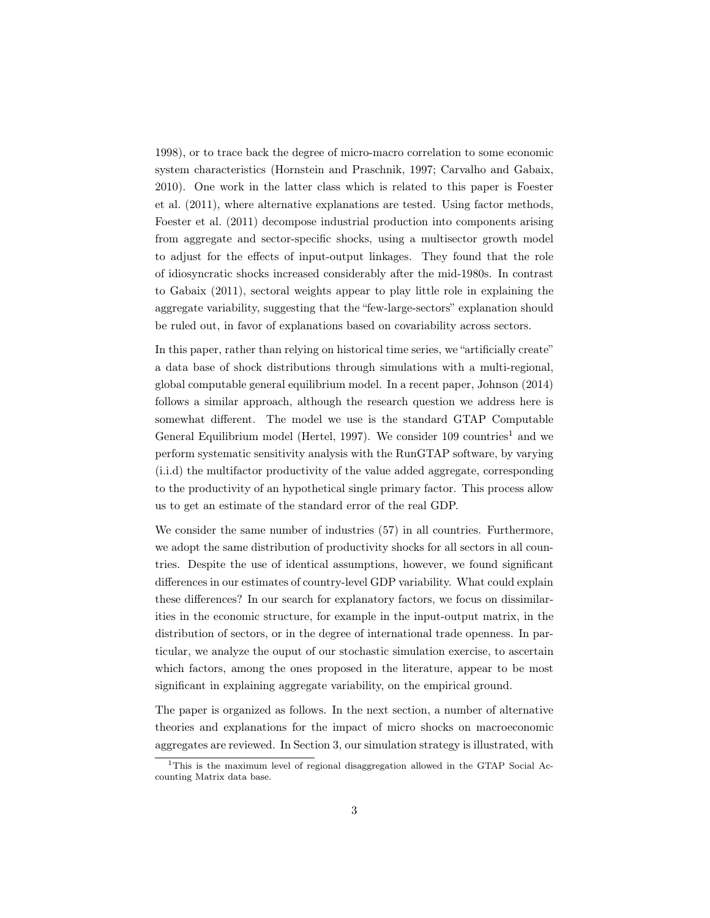1998), or to trace back the degree of micro-macro correlation to some economic system characteristics (Hornstein and Praschnik, 1997; Carvalho and Gabaix, 2010). One work in the latter class which is related to this paper is Foester et al. (2011), where alternative explanations are tested. Using factor methods, Foester et al. (2011) decompose industrial production into components arising from aggregate and sector-specific shocks, using a multisector growth model to adjust for the effects of input-output linkages. They found that the role of idiosyncratic shocks increased considerably after the mid-1980s. In contrast to Gabaix (2011), sectoral weights appear to play little role in explaining the aggregate variability, suggesting that the "few-large-sectors" explanation should be ruled out, in favor of explanations based on covariability across sectors.

In this paper, rather than relying on historical time series, we "artificially create" a data base of shock distributions through simulations with a multi-regional, global computable general equilibrium model. In a recent paper, Johnson (2014) follows a similar approach, although the research question we address here is somewhat different. The model we use is the standard GTAP Computable General Equilibrium model (Hertel, 1997). We consider 109 countries[1] and we perform systematic sensitivity analysis with the RunGTAP software, by varying (i.i.d) the multifactor productivity of the value added aggregate, corresponding to the productivity of an hypothetical single primary factor. This process allow us to get an estimate of the standard error of the real GDP.

We consider the same number of industries (57) in all countries. Furthermore, we adopt the same distribution of productivity shocks for all sectors in all countries. Despite the use of identical assumptions, however, we found significant differences in our estimates of country-level GDP variability. What could explain these differences? In our search for explanatory factors, we focus on dissimilarities in the economic structure, for example in the input-output matrix, in the distribution of sectors, or in the degree of international trade openness. In particular, we analyze the ouput of our stochastic simulation exercise, to ascertain which factors, among the ones proposed in the literature, appear to be most significant in explaining aggregate variability, on the empirical ground.

The paper is organized as follows. In the next section, a number of alternative theories and explanations for the impact of micro shocks on macroeconomic aggregates are reviewed. In Section 3, our simulation strategy is illustrated, with

[1] This is the maximum level of regional disaggregation allowed in the GTAP Social Accounting Matrix data base.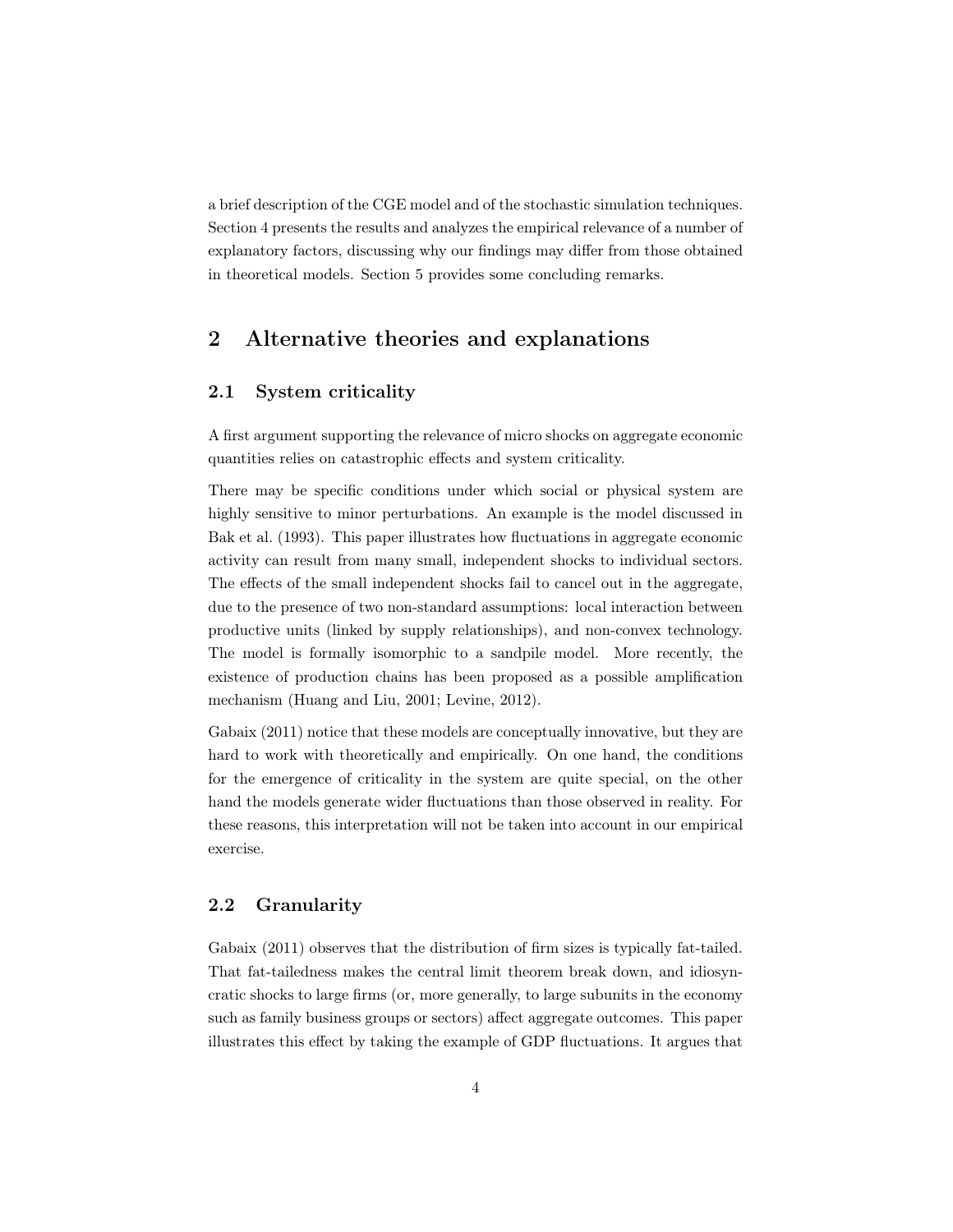a brief description of the CGE model and of the stochastic simulation techniques. Section 4 presents the results and analyzes the empirical relevance of a number of explanatory factors, discussing why our findings may differ from those obtained in theoretical models. Section 5 provides some concluding remarks.

## 2 Alternative theories and explanations

### 2.1 System criticality

A first argument supporting the relevance of micro shocks on aggregate economic quantities relies on catastrophic effects and system criticality.

There may be specific conditions under which social or physical system are highly sensitive to minor perturbations. An example is the model discussed in Bak et al. (1993). This paper illustrates how fluctuations in aggregate economic activity can result from many small, independent shocks to individual sectors. The effects of the small independent shocks fail to cancel out in the aggregate, due to the presence of two non-standard assumptions: local interaction between productive units (linked by supply relationships), and non-convex technology. The model is formally isomorphic to a sandpile model. More recently, the existence of production chains has been proposed as a possible amplification mechanism (Huang and Liu, 2001; Levine, 2012).

Gabaix (2011) notice that these models are conceptually innovative, but they are hard to work with theoretically and empirically. On one hand, the conditions for the emergence of criticality in the system are quite special, on the other hand the models generate wider fluctuations than those observed in reality. For these reasons, this interpretation will not be taken into account in our empirical exercise.

### 2.2 Granularity

Gabaix (2011) observes that the distribution of firm sizes is typically fat-tailed. That fat-tailedness makes the central limit theorem break down, and idiosyncratic shocks to large firms (or, more generally, to large subunits in the economy such as family business groups or sectors) affect aggregate outcomes. This paper illustrates this effect by taking the example of GDP fluctuations. It argues that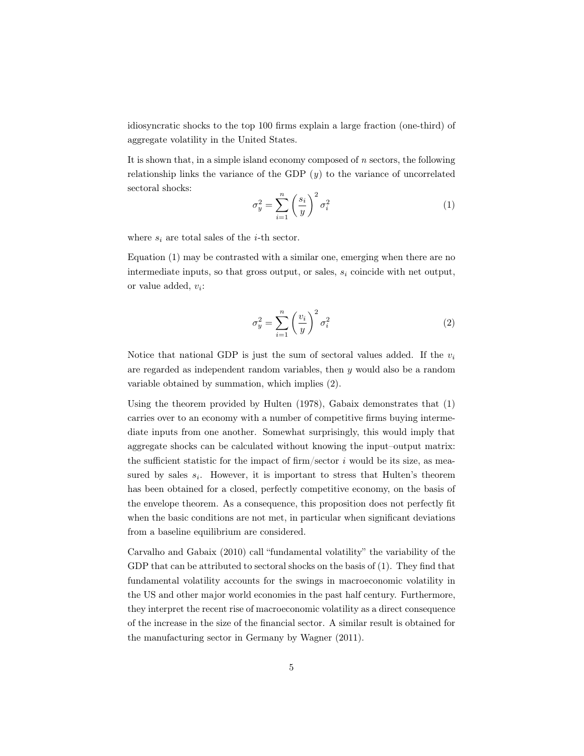idiosyncratic shocks to the top 100 firms explain a large fraction (one-third) of aggregate volatility in the United States.

It is shown that, in a simple island economy composed of $n$ sectors, the following relationship links the variance of the GDP ($y$) to the variance of uncorrelated sectoral shocks:

$$\sigma_y^2 = \sum_{i=1}^{n} \left( \frac{s_i}{y} \right)^2 \sigma_i^2 \tag{1}$$

where $s_i$ are total sales of the $i$-th sector.

Equation (1) may be contrasted with a similar one, emerging when there are no intermediate inputs, so that gross output, or sales, $s_i$ coincide with net output, or value added, $v_i$:

$$\sigma_y^2 = \sum_{i=1}^{n} \left( \frac{v_i}{y} \right)^2 \sigma_i^2 \tag{2}$$

Notice that national GDP is just the sum of sectoral values added. If the $v_i$ are regarded as independent random variables, then $y$ would also be a random variable obtained by summation, which implies (2).

Using the theorem provided by Hulten (1978), Gabaix demonstrates that (1) carries over to an economy with a number of competitive firms buying intermediate inputs from one another. Somewhat surprisingly, this would imply that aggregate shocks can be calculated without knowing the input–output matrix: the sufficient statistic for the impact of firm/sector $i$ would be its size, as measured by sales $s_i$. However, it is important to stress that Hulten's theorem has been obtained for a closed, perfectly competitive economy, on the basis of the envelope theorem. As a consequence, this proposition does not perfectly fit when the basic conditions are not met, in particular when significant deviations from a baseline equilibrium are considered.

Carvalho and Gabaix (2010) call "fundamental volatility" the variability of the GDP that can be attributed to sectoral shocks on the basis of (1). They find that fundamental volatility accounts for the swings in macroeconomic volatility in the US and other major world economies in the past half century. Furthermore, they interpret the recent rise of macroeconomic volatility as a direct consequence of the increase in the size of the financial sector. A similar result is obtained for the manufacturing sector in Germany by Wagner (2011).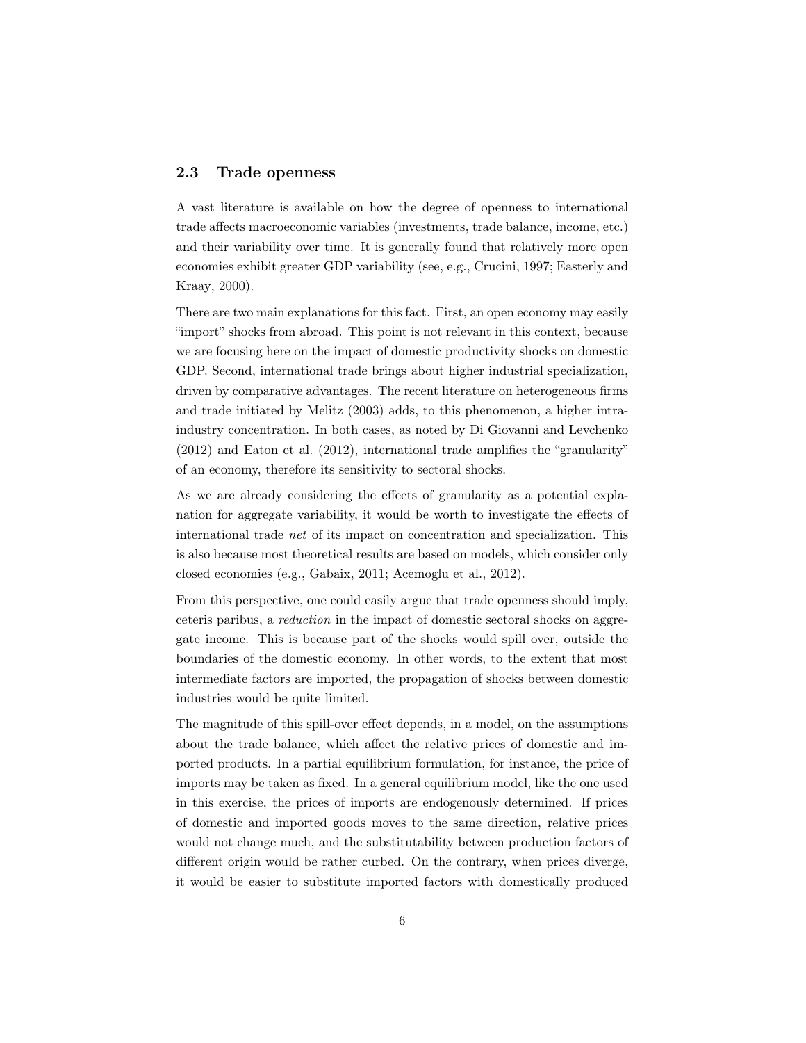## 2.3 Trade openness

A vast literature is available on how the degree of openness to international trade affects macroeconomic variables (investments, trade balance, income, etc.) and their variability over time. It is generally found that relatively more open economies exhibit greater GDP variability (see, e.g., Crucini, 1997; Easterly and Kraay, 2000).

There are two main explanations for this fact. First, an open economy may easily "import" shocks from abroad. This point is not relevant in this context, because we are focusing here on the impact of domestic productivity shocks on domestic GDP. Second, international trade brings about higher industrial specialization, driven by comparative advantages. The recent literature on heterogeneous firms and trade initiated by Melitz (2003) adds, to this phenomenon, a higher intra-industry concentration. In both cases, as noted by Di Giovanni and Levchenko (2012) and Eaton et al. (2012), international trade amplifies the "granularity" of an economy, therefore its sensitivity to sectoral shocks.

As we are already considering the effects of granularity as a potential explanation for aggregate variability, it would be worth to investigate the effects of international trade *net* of its impact on concentration and specialization. This is also because most theoretical results are based on models, which consider only closed economies (e.g., Gabaix, 2011; Acemoglu et al., 2012).

From this perspective, one could easily argue that trade openness should imply, ceteris paribus, a *reduction* in the impact of domestic sectoral shocks on aggregate income. This is because part of the shocks would spill over, outside the boundaries of the domestic economy. In other words, to the extent that most intermediate factors are imported, the propagation of shocks between domestic industries would be quite limited.

The magnitude of this spill-over effect depends, in a model, on the assumptions about the trade balance, which affect the relative prices of domestic and imported products. In a partial equilibrium formulation, for instance, the price of imports may be taken as fixed. In a general equilibrium model, like the one used in this exercise, the prices of imports are endogenously determined. If prices of domestic and imported goods moves to the same direction, relative prices would not change much, and the substitutability between production factors of different origin would be rather curbed. On the contrary, when prices diverge, it would be easier to substitute imported factors with domestically produced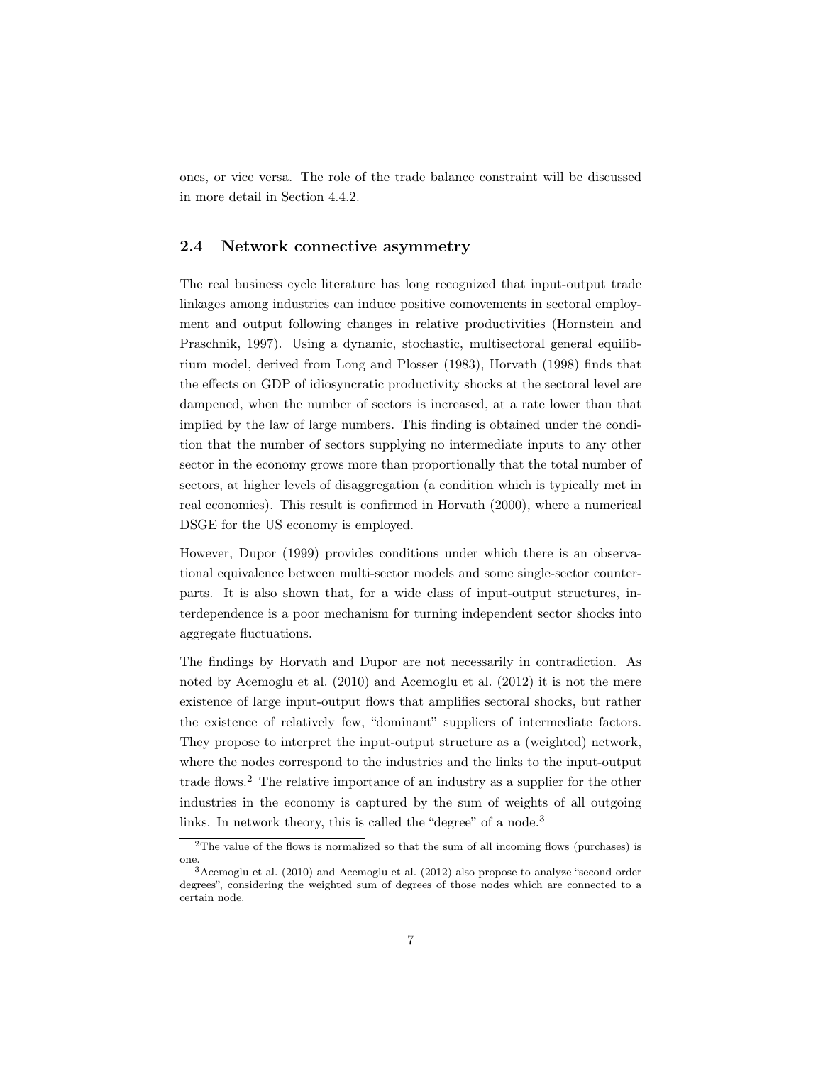ones, or vice versa. The role of the trade balance constraint will be discussed in more detail in Section 4.4.2.

## 2.4 Network connective asymmetry

The real business cycle literature has long recognized that input-output trade linkages among industries can induce positive comovements in sectoral employment and output following changes in relative productivities (Hornstein and Praschnik, 1997). Using a dynamic, stochastic, multisectoral general equilibrium model, derived from Long and Plosser (1983), Horvath (1998) finds that the effects on GDP of idiosyncratic productivity shocks at the sectoral level are dampened, when the number of sectors is increased, at a rate lower than that implied by the law of large numbers. This finding is obtained under the condition that the number of sectors supplying no intermediate inputs to any other sector in the economy grows more than proportionally that the total number of sectors, at higher levels of disaggregation (a condition which is typically met in real economies). This result is confirmed in Horvath (2000), where a numerical DSGE for the US economy is employed.

However, Dupor (1999) provides conditions under which there is an observational equivalence between multi-sector models and some single-sector counterparts. It is also shown that, for a wide class of input-output structures, interdependence is a poor mechanism for turning independent sector shocks into aggregate fluctuations.

The findings by Horvath and Dupor are not necessarily in contradiction. As noted by Acemoglu et al. (2010) and Acemoglu et al. (2012) it is not the mere existence of large input-output flows that amplifies sectoral shocks, but rather the existence of relatively few, "dominant" suppliers of intermediate factors. They propose to interpret the input-output structure as a (weighted) network, where the nodes correspond to the industries and the links to the input-output trade flows.[2] The relative importance of an industry as a supplier for the other industries in the economy is captured by the sum of weights of all outgoing links. In network theory, this is called the "degree" of a node.[3]

[2] The value of the flows is normalized so that the sum of all incoming flows (purchases) is one.

[3] Acemoglu et al. (2010) and Acemoglu et al. (2012) also propose to analyze "second order degrees", considering the weighted sum of degrees of those nodes which are connected to a certain node.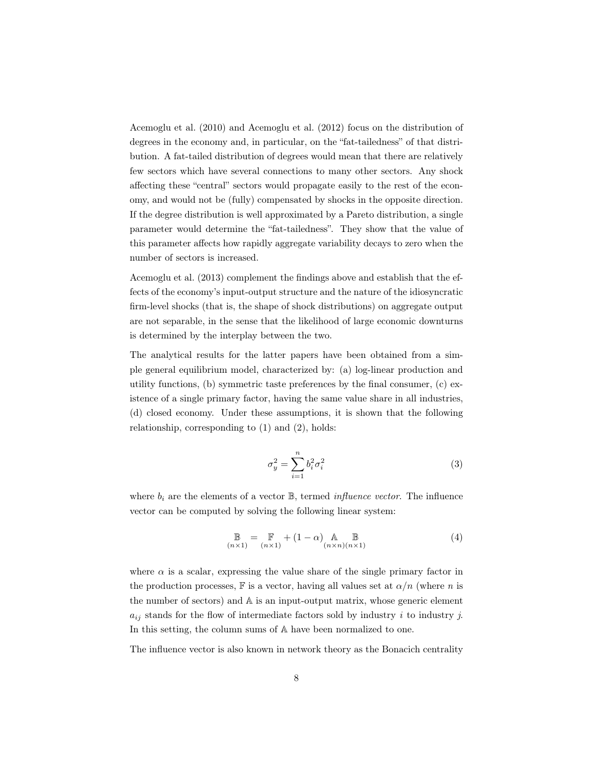Acemoglu et al. (2010) and Acemoglu et al. (2012) focus on the distribution of degrees in the economy and, in particular, on the "fat-tailedness" of that distribution. A fat-tailed distribution of degrees would mean that there are relatively few sectors which have several connections to many other sectors. Any shock affecting these "central" sectors would propagate easily to the rest of the economy, and would not be (fully) compensated by shocks in the opposite direction. If the degree distribution is well approximated by a Pareto distribution, a single parameter would determine the "fat-tailedness". They show that the value of this parameter affects how rapidly aggregate variability decays to zero when the number of sectors is increased.

Acemoglu et al. (2013) complement the findings above and establish that the effects of the economy's input-output structure and the nature of the idiosyncratic firm-level shocks (that is, the shape of shock distributions) on aggregate output are not separable, in the sense that the likelihood of large economic downturns is determined by the interplay between the two.

The analytical results for the latter papers have been obtained from a simple general equilibrium model, characterized by: (a) log-linear production and utility functions, (b) symmetric taste preferences by the final consumer, (c) existence of a single primary factor, having the same value share in all industries, (d) closed economy. Under these assumptions, it is shown that the following relationship, corresponding to (1) and (2), holds:

$$\sigma_y^2 = \sum_{i=1}^{n} b_i^2 \sigma_i^2 \tag{3}$$

where $b_i$ are the elements of a vector $\mathbb{B}$, termed *influence vector*. The influence vector can be computed by solving the following linear system:

$$\underset{(n\times 1)}{\mathbb{B}} = \underset{(n\times 1)}{\mathbb{F}} + (1-\alpha)\underset{(n\times n)}{\mathbb{A}}\underset{(n\times 1)}{\mathbb{B}} \tag{4}$$

where $\alpha$ is a scalar, expressing the value share of the single primary factor in the production processes, $\mathbb{F}$ is a vector, having all values set at $\alpha/n$ (where $n$ is the number of sectors) and $\mathbb{A}$ is an input-output matrix, whose generic element $a_{ij}$ stands for the flow of intermediate factors sold by industry $i$ to industry $j$. In this setting, the column sums of $\mathbb{A}$ have been normalized to one.

The influence vector is also known in network theory as the Bonacich centrality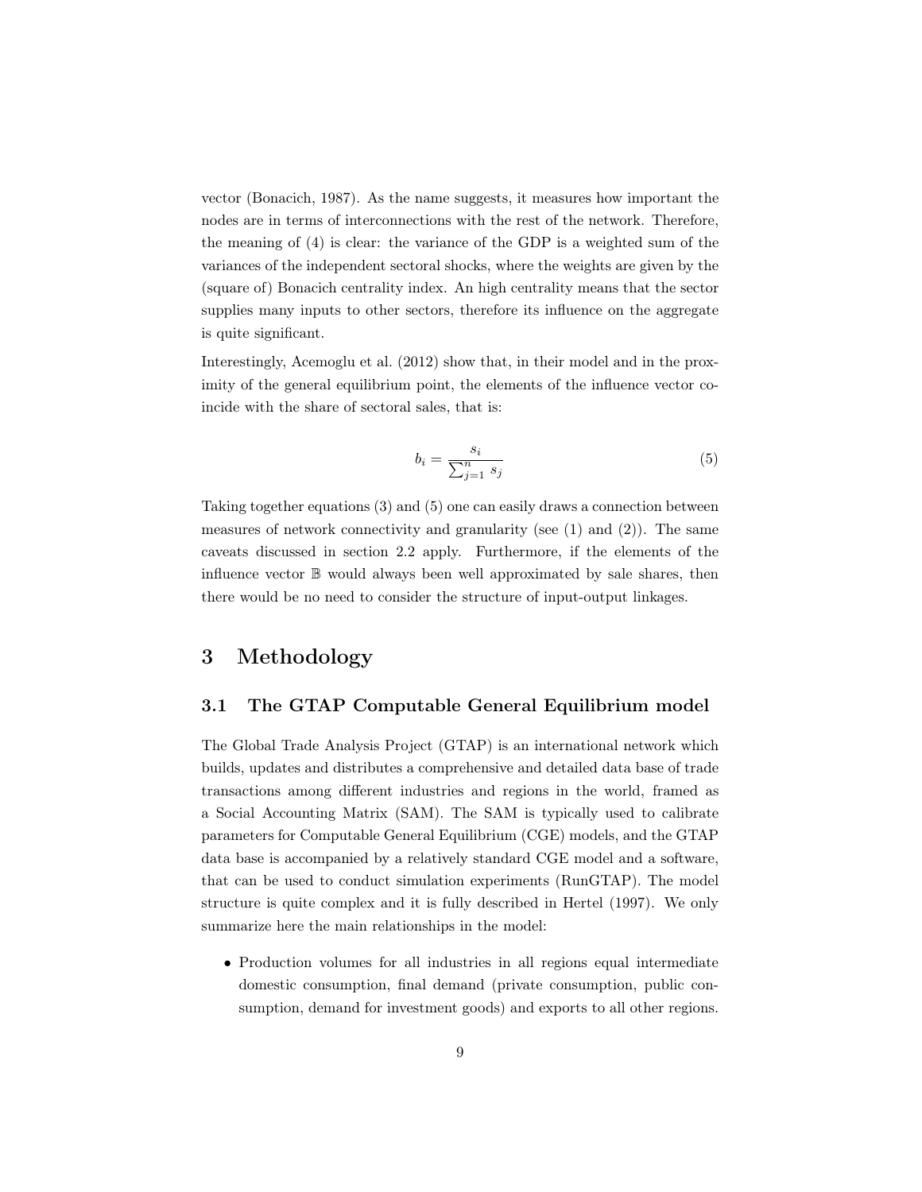vector (Bonacich, 1987). As the name suggests, it measures how important the nodes are in terms of interconnections with the rest of the network. Therefore, the meaning of (4) is clear: the variance of the GDP is a weighted sum of the variances of the independent sectoral shocks, where the weights are given by the (square of) Bonacich centrality index. An high centrality means that the sector supplies many inputs to other sectors, therefore its influence on the aggregate is quite significant.

Interestingly, Acemoglu et al. (2012) show that, in their model and in the proximity of the general equilibrium point, the elements of the influence vector coincide with the share of sectoral sales, that is:

$$b_i = \frac{s_i}{\sum_{j=1}^{n} s_j} \tag{5}$$

Taking together equations (3) and (5) one can easily draws a connection between measures of network connectivity and granularity (see (1) and (2)). The same caveats discussed in section 2.2 apply. Furthermore, if the elements of the influence vector $\mathbb{B}$ would always been well approximated by sale shares, then there would be no need to consider the structure of input-output linkages.

# 3 Methodology

## 3.1 The GTAP Computable General Equilibrium model

The Global Trade Analysis Project (GTAP) is an international network which builds, updates and distributes a comprehensive and detailed data base of trade transactions among different industries and regions in the world, framed as a Social Accounting Matrix (SAM). The SAM is typically used to calibrate parameters for Computable General Equilibrium (CGE) models, and the GTAP data base is accompanied by a relatively standard CGE model and a software, that can be used to conduct simulation experiments (RunGTAP). The model structure is quite complex and it is fully described in Hertel (1997). We only summarize here the main relationships in the model:

- Production volumes for all industries in all regions equal intermediate domestic consumption, final demand (private consumption, public consumption, demand for investment goods) and exports to all other regions.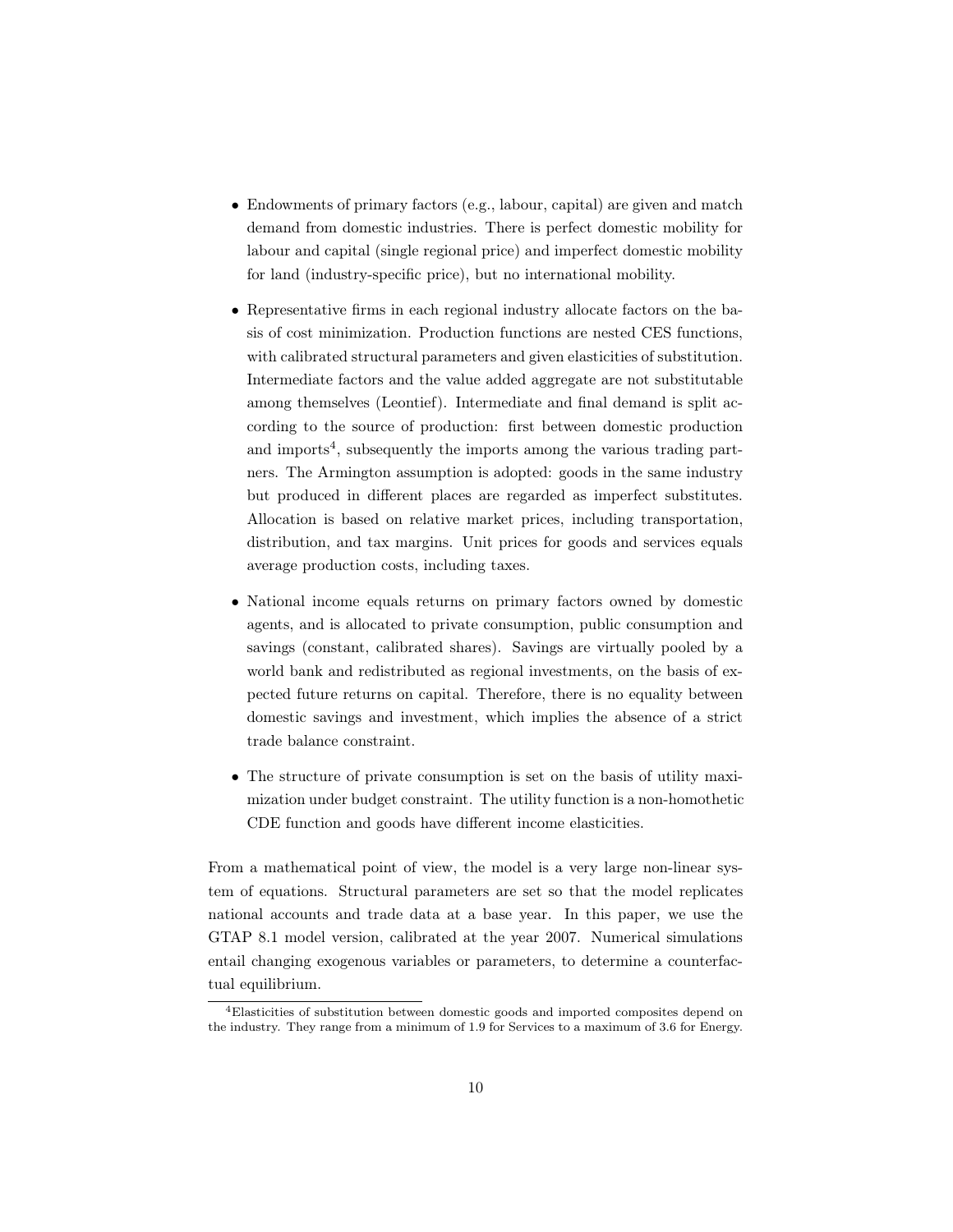- Endowments of primary factors (e.g., labour, capital) are given and match demand from domestic industries. There is perfect domestic mobility for labour and capital (single regional price) and imperfect domestic mobility for land (industry-specific price), but no international mobility.

- Representative firms in each regional industry allocate factors on the basis of cost minimization. Production functions are nested CES functions, with calibrated structural parameters and given elasticities of substitution. Intermediate factors and the value added aggregate are not substitutable among themselves (Leontief). Intermediate and final demand is split according to the source of production: first between domestic production and imports[4], subsequently the imports among the various trading partners. The Armington assumption is adopted: goods in the same industry but produced in different places are regarded as imperfect substitutes. Allocation is based on relative market prices, including transportation, distribution, and tax margins. Unit prices for goods and services equals average production costs, including taxes.

- National income equals returns on primary factors owned by domestic agents, and is allocated to private consumption, public consumption and savings (constant, calibrated shares). Savings are virtually pooled by a world bank and redistributed as regional investments, on the basis of expected future returns on capital. Therefore, there is no equality between domestic savings and investment, which implies the absence of a strict trade balance constraint.

- The structure of private consumption is set on the basis of utility maximization under budget constraint. The utility function is a non-homothetic CDE function and goods have different income elasticities.

From a mathematical point of view, the model is a very large non-linear system of equations. Structural parameters are set so that the model replicates national accounts and trade data at a base year. In this paper, we use the GTAP 8.1 model version, calibrated at the year 2007. Numerical simulations entail changing exogenous variables or parameters, to determine a counterfactual equilibrium.

[4]Elasticities of substitution between domestic goods and imported composites depend on the industry. They range from a minimum of 1.9 for Services to a maximum of 3.6 for Energy.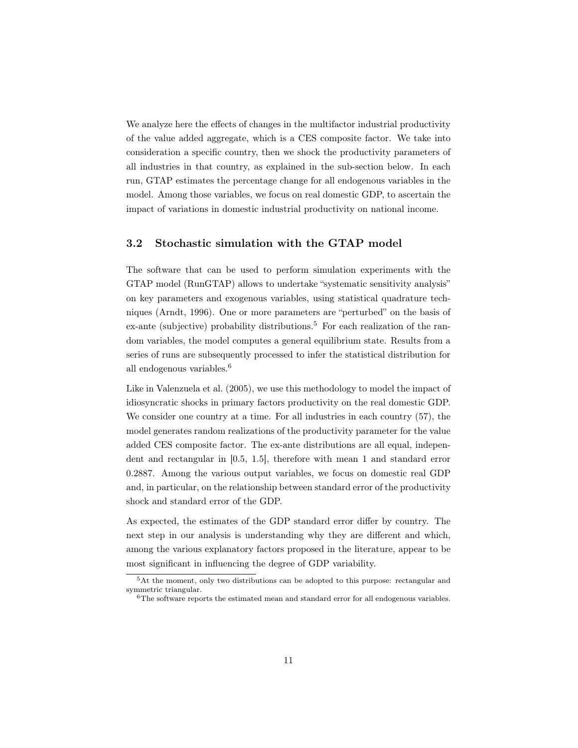We analyze here the effects of changes in the multifactor industrial productivity of the value added aggregate, which is a CES composite factor. We take into consideration a specific country, then we shock the productivity parameters of all industries in that country, as explained in the sub-section below. In each run, GTAP estimates the percentage change for all endogenous variables in the model. Among those variables, we focus on real domestic GDP, to ascertain the impact of variations in domestic industrial productivity on national income.

### 3.2 Stochastic simulation with the GTAP model

The software that can be used to perform simulation experiments with the GTAP model (RunGTAP) allows to undertake "systematic sensitivity analysis" on key parameters and exogenous variables, using statistical quadrature techniques (Arndt, 1996). One or more parameters are "perturbed" on the basis of ex-ante (subjective) probability distributions.[5] For each realization of the random variables, the model computes a general equilibrium state. Results from a series of runs are subsequently processed to infer the statistical distribution for all endogenous variables.[6]

Like in Valenzuela et al. (2005), we use this methodology to model the impact of idiosyncratic shocks in primary factors productivity on the real domestic GDP. We consider one country at a time. For all industries in each country (57), the model generates random realizations of the productivity parameter for the value added CES composite factor. The ex-ante distributions are all equal, independent and rectangular in [0.5, 1.5], therefore with mean 1 and standard error 0.2887. Among the various output variables, we focus on domestic real GDP and, in particular, on the relationship between standard error of the productivity shock and standard error of the GDP.

As expected, the estimates of the GDP standard error differ by country. The next step in our analysis is understanding why they are different and which, among the various explanatory factors proposed in the literature, appear to be most significant in influencing the degree of GDP variability.

[5] At the moment, only two distributions can be adopted to this purpose: rectangular and symmetric triangular.

[6] The software reports the estimated mean and standard error for all endogenous variables.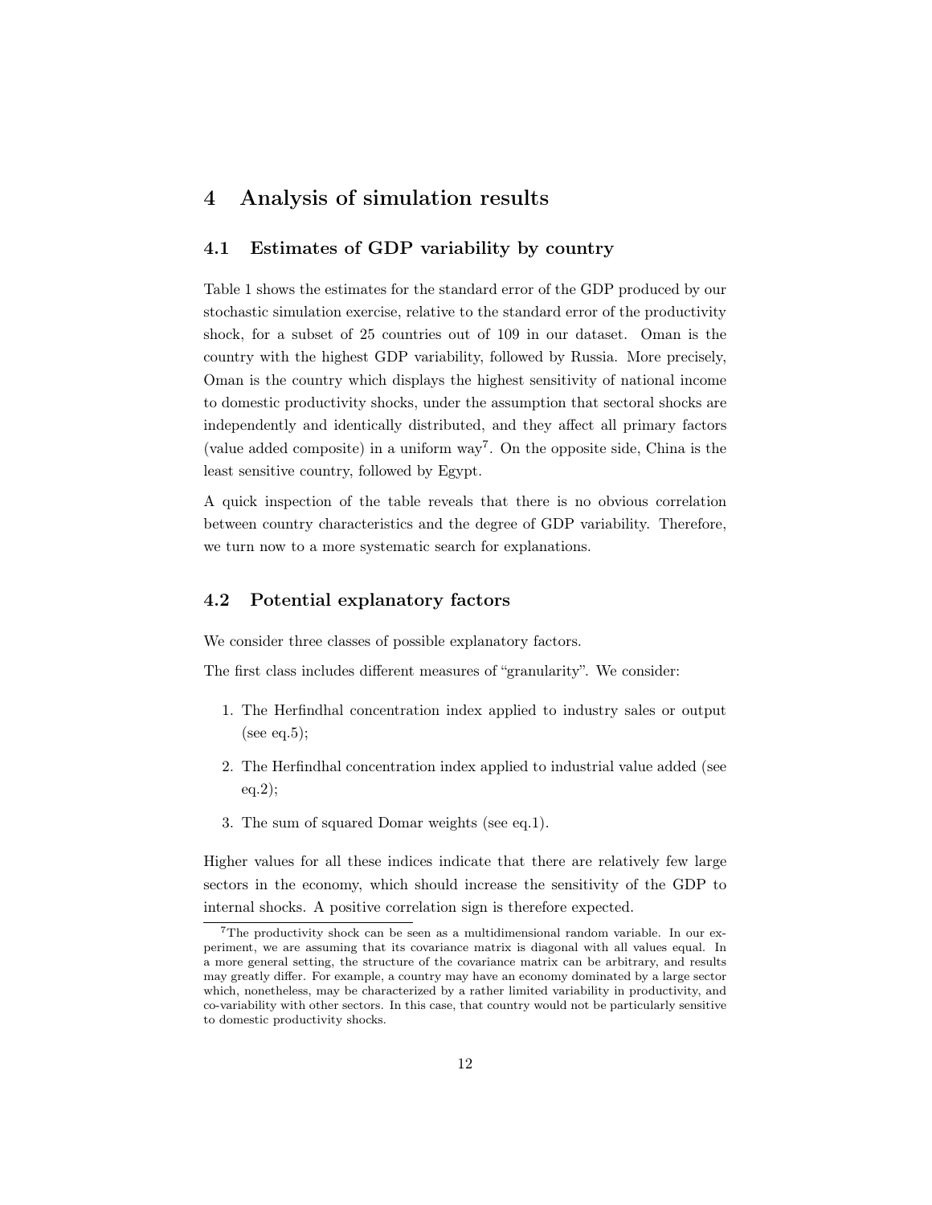## 4 Analysis of simulation results

### 4.1 Estimates of GDP variability by country

Table 1 shows the estimates for the standard error of the GDP produced by our stochastic simulation exercise, relative to the standard error of the productivity shock, for a subset of 25 countries out of 109 in our dataset. Oman is the country with the highest GDP variability, followed by Russia. More precisely, Oman is the country which displays the highest sensitivity of national income to domestic productivity shocks, under the assumption that sectoral shocks are independently and identically distributed, and they affect all primary factors (value added composite) in a uniform way[7]. On the opposite side, China is the least sensitive country, followed by Egypt.

A quick inspection of the table reveals that there is no obvious correlation between country characteristics and the degree of GDP variability. Therefore, we turn now to a more systematic search for explanations.

### 4.2 Potential explanatory factors

We consider three classes of possible explanatory factors.

The first class includes different measures of "granularity". We consider:

1. The Herfindhal concentration index applied to industry sales or output (see eq.5);
2. The Herfindhal concentration index applied to industrial value added (see eq.2);
3. The sum of squared Domar weights (see eq.1).

Higher values for all these indices indicate that there are relatively few large sectors in the economy, which should increase the sensitivity of the GDP to internal shocks. A positive correlation sign is therefore expected.

[7]The productivity shock can be seen as a multidimensional random variable. In our experiment, we are assuming that its covariance matrix is diagonal with all values equal. In a more general setting, the structure of the covariance matrix can be arbitrary, and results may greatly differ. For example, a country may have an economy dominated by a large sector which, nonetheless, may be characterized by a rather limited variability in productivity, and co-variability with other sectors. In this case, that country would not be particularly sensitive to domestic productivity shocks.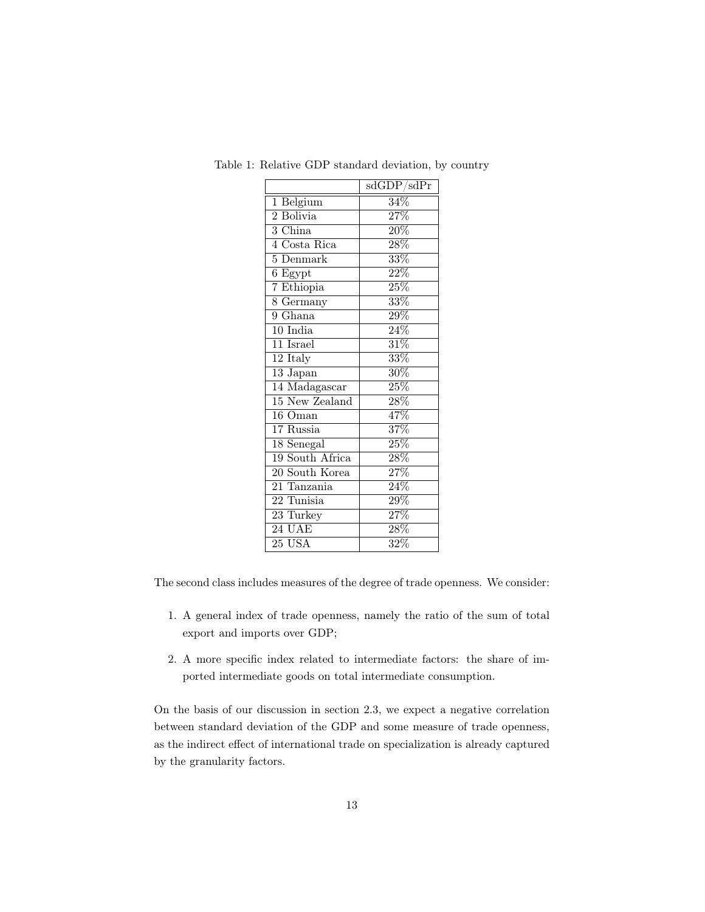Table 1: Relative GDP standard deviation, by country

| | sdGDP/sdPr |
|---|---|
| 1 Belgium | 34% |
| 2 Bolivia | 27% |
| 3 China | 20% |
| 4 Costa Rica | 28% |
| 5 Denmark | 33% |
| 6 Egypt | 22% |
| 7 Ethiopia | 25% |
| 8 Germany | 33% |
| 9 Ghana | 29% |
| 10 India | 24% |
| 11 Israel | 31% |
| 12 Italy | 33% |
| 13 Japan | 30% |
| 14 Madagascar | 25% |
| 15 New Zealand | 28% |
| 16 Oman | 47% |
| 17 Russia | 37% |
| 18 Senegal | 25% |
| 19 South Africa | 28% |
| 20 South Korea | 27% |
| 21 Tanzania | 24% |
| 22 Tunisia | 29% |
| 23 Turkey | 27% |
| 24 UAE | 28% |
| 25 USA | 32% |

The second class includes measures of the degree of trade openness. We consider:

1. A general index of trade openness, namely the ratio of the sum of total export and imports over GDP;
2. A more specific index related to intermediate factors: the share of imported intermediate goods on total intermediate consumption.

On the basis of our discussion in section 2.3, we expect a negative correlation between standard deviation of the GDP and some measure of trade openness, as the indirect effect of international trade on specialization is already captured by the granularity factors.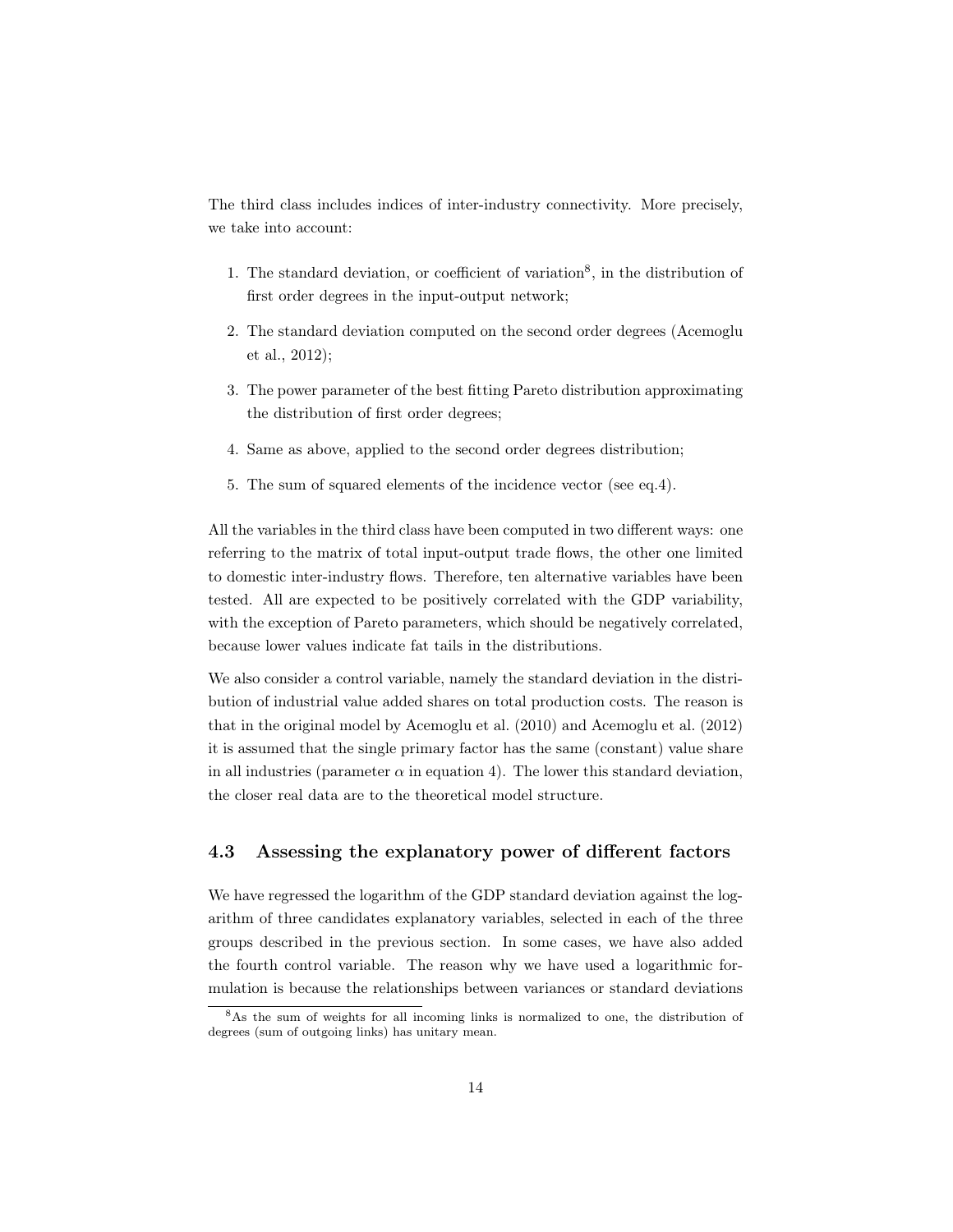The third class includes indices of inter-industry connectivity. More precisely, we take into account:

1. The standard deviation, or coefficient of variation[8], in the distribution of first order degrees in the input-output network;
2. The standard deviation computed on the second order degrees (Acemoglu et al., 2012);
3. The power parameter of the best fitting Pareto distribution approximating the distribution of first order degrees;
4. Same as above, applied to the second order degrees distribution;
5. The sum of squared elements of the incidence vector (see eq.4).

All the variables in the third class have been computed in two different ways: one referring to the matrix of total input-output trade flows, the other one limited to domestic inter-industry flows. Therefore, ten alternative variables have been tested. All are expected to be positively correlated with the GDP variability, with the exception of Pareto parameters, which should be negatively correlated, because lower values indicate fat tails in the distributions.

We also consider a control variable, namely the standard deviation in the distribution of industrial value added shares on total production costs. The reason is that in the original model by Acemoglu et al. (2010) and Acemoglu et al. (2012) it is assumed that the single primary factor has the same (constant) value share in all industries (parameter $\alpha$ in equation 4). The lower this standard deviation, the closer real data are to the theoretical model structure.

### 4.3 Assessing the explanatory power of different factors

We have regressed the logarithm of the GDP standard deviation against the logarithm of three candidates explanatory variables, selected in each of the three groups described in the previous section. In some cases, we have also added the fourth control variable. The reason why we have used a logarithmic formulation is because the relationships between variances or standard deviations

[8] As the sum of weights for all incoming links is normalized to one, the distribution of degrees (sum of outgoing links) has unitary mean.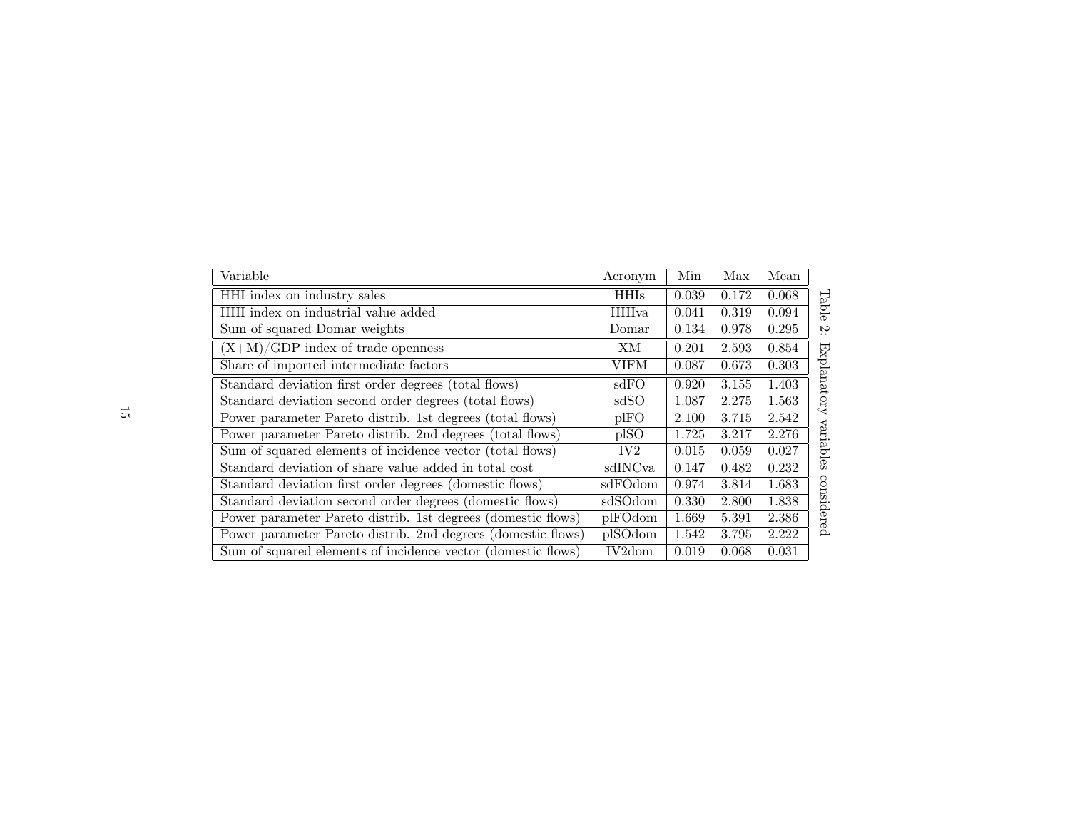| Variable | Acronym | Min | Max | Mean |
|---|---|---|---|---|
| HHI index on industry sales | HHIs | 0.039 | 0.172 | 0.068 |
| HHI index on industrial value added | HHIva | 0.041 | 0.319 | 0.094 |
| Sum of squared Domar weights | Domar | 0.134 | 0.978 | 0.295 |
| (X+M)/GDP index of trade openness | XM | 0.201 | 2.593 | 0.854 |
| Share of imported intermediate factors | VIFM | 0.087 | 0.673 | 0.303 |
| Standard deviation first order degrees (total flows) | sdFO | 0.920 | 3.155 | 1.403 |
| Standard deviation second order degrees (total flows) | sdSO | 1.087 | 2.275 | 1.563 |
| Power parameter Pareto distrib. 1st degrees (total flows) | plFO | 2.100 | 3.715 | 2.542 |
| Power parameter Pareto distrib. 2nd degrees (total flows) | plSO | 1.725 | 3.217 | 2.276 |
| Sum of squared elements of incidence vector (total flows) | IV2 | 0.015 | 0.059 | 0.027 |
| Standard deviation of share value added in total cost | sdINCva | 0.147 | 0.482 | 0.232 |
| Standard deviation first order degrees (domestic flows) | sdFOdom | 0.974 | 3.814 | 1.683 |
| Standard deviation second order degrees (domestic flows) | sdSOdom | 0.330 | 2.800 | 1.838 |
| Power parameter Pareto distrib. 1st degrees (domestic flows) | plFOdom | 1.669 | 5.391 | 2.386 |
| Power parameter Pareto distrib. 2nd degrees (domestic flows) | plSOdom | 1.542 | 3.795 | 2.222 |
| Sum of squared elements of incidence vector (domestic flows) | IV2dom | 0.019 | 0.068 | 0.031 |

Table 2: Explanatory variables considered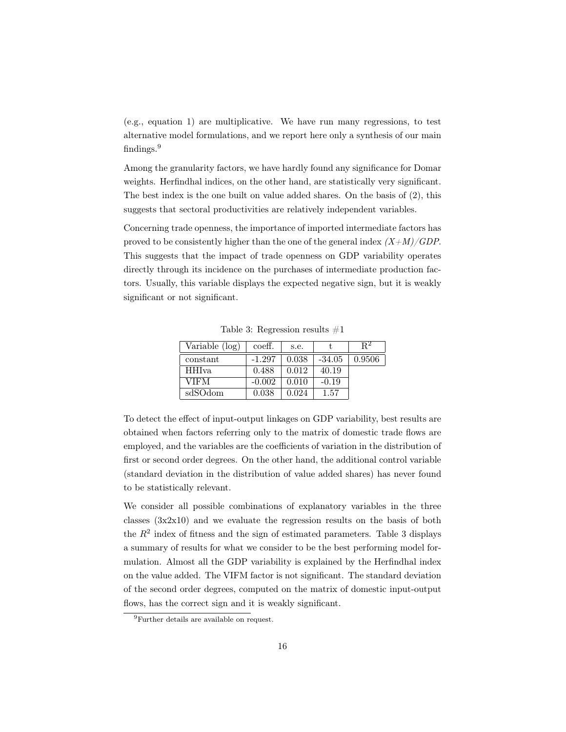(e.g., equation 1) are multiplicative. We have run many regressions, to test alternative model formulations, and we report here only a synthesis of our main findings.[9]

Among the granularity factors, we have hardly found any significance for Domar weights. Herfindhal indices, on the other hand, are statistically very significant. The best index is the one built on value added shares. On the basis of (2), this suggests that sectoral productivities are relatively independent variables.

Concerning trade openness, the importance of imported intermediate factors has proved to be consistently higher than the one of the general index *(X+M)/GDP*. This suggests that the impact of trade openness on GDP variability operates directly through its incidence on the purchases of intermediate production factors. Usually, this variable displays the expected negative sign, but it is weakly significant or not significant.

Table 3: Regression results #1

| Variable (log) | coeff. | s.e. | t | $R^2$ |
|---|---|---|---|---|
| constant | -1.297 | 0.038 | -34.05 | 0.9506 |
| HHIva | 0.488 | 0.012 | 40.19 | |
| VIFM | -0.002 | 0.010 | -0.19 | |
| sdSOdom | 0.038 | 0.024 | 1.57 | |

To detect the effect of input-output linkages on GDP variability, best results are obtained when factors referring only to the matrix of domestic trade flows are employed, and the variables are the coefficients of variation in the distribution of first or second order degrees. On the other hand, the additional control variable (standard deviation in the distribution of value added shares) has never found to be statistically relevant.

We consider all possible combinations of explanatory variables in the three classes (3x2x10) and we evaluate the regression results on the basis of both the $R^2$ index of fitness and the sign of estimated parameters. Table 3 displays a summary of results for what we consider to be the best performing model formulation. Almost all the GDP variability is explained by the Herfindhal index on the value added. The VIFM factor is not significant. The standard deviation of the second order degrees, computed on the matrix of domestic input-output flows, has the correct sign and it is weakly significant.

[9] Further details are available on request.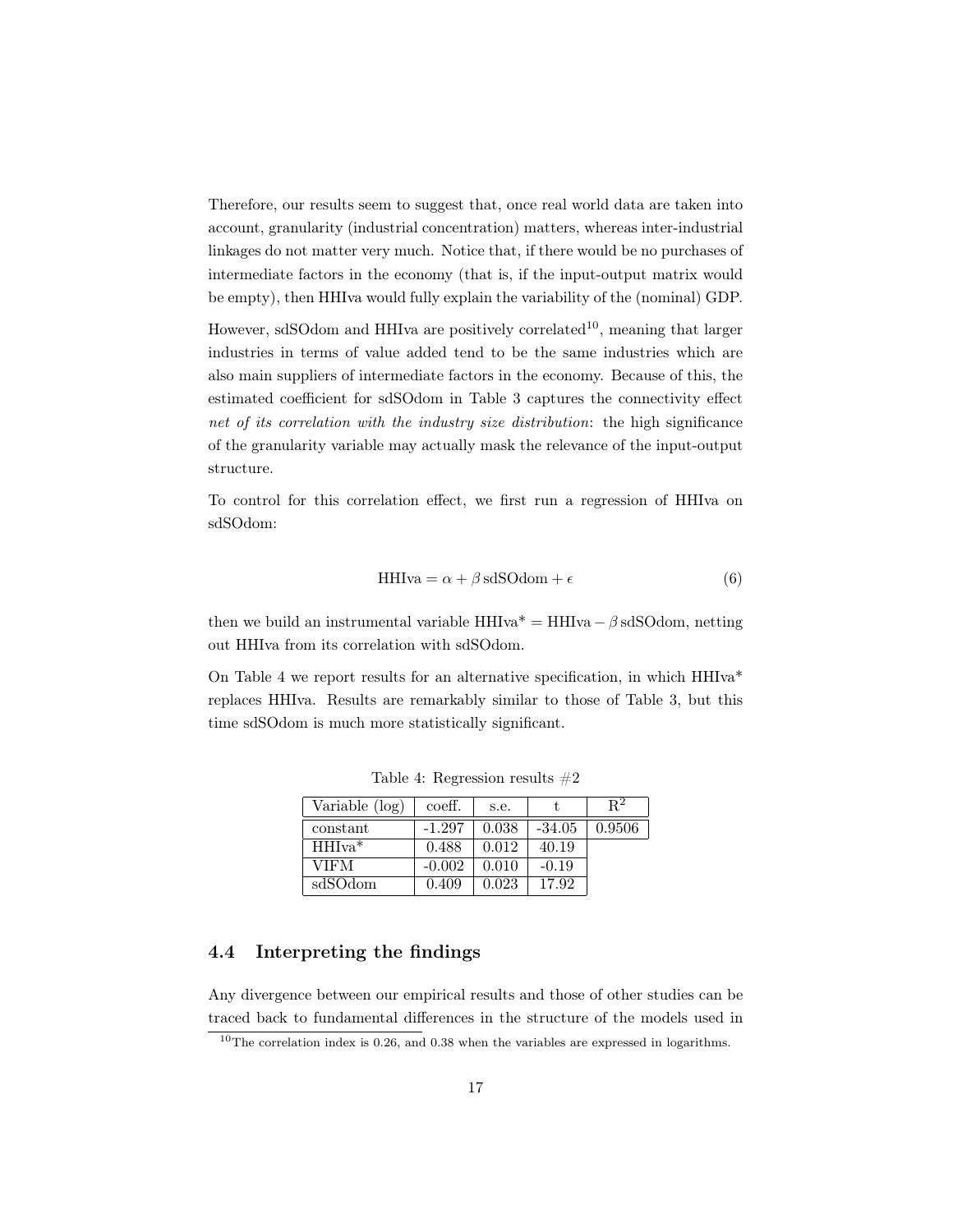Therefore, our results seem to suggest that, once real world data are taken into account, granularity (industrial concentration) matters, whereas inter-industrial linkages do not matter very much. Notice that, if there would be no purchases of intermediate factors in the economy (that is, if the input-output matrix would be empty), then HHIva would fully explain the variability of the (nominal) GDP.

However, sdSOdom and HHIva are positively correlated[10], meaning that larger industries in terms of value added tend to be the same industries which are also main suppliers of intermediate factors in the economy. Because of this, the estimated coefficient for sdSOdom in Table 3 captures the connectivity effect *net of its correlation with the industry size distribution*: the high significance of the granularity variable may actually mask the relevance of the input-output structure.

To control for this correlation effect, we first run a regression of HHIva on sdSOdom:

$$\text{HHIva} = \alpha + \beta \, \text{sdSOdom} + \epsilon \tag{6}$$

then we build an instrumental variable $\text{HHIva}^* = \text{HHIva} - \beta \, \text{sdSOdom}$, netting out HHIva from its correlation with sdSOdom.

On Table 4 we report results for an alternative specification, in which HHIva* replaces HHIva. Results are remarkably similar to those of Table 3, but this time sdSOdom is much more statistically significant.

Table 4: Regression results #2

| Variable (log) | coeff. | s.e. | t | $R^2$ |
|---|---|---|---|---|
| constant | -1.297 | 0.038 | -34.05 | 0.9506 |
| HHIva* | 0.488 | 0.012 | 40.19 | |
| VIFM | -0.002 | 0.010 | -0.19 | |
| sdSOdom | 0.409 | 0.023 | 17.92 | |

## 4.4 Interpreting the findings

Any divergence between our empirical results and those of other studies can be traced back to fundamental differences in the structure of the models used in

[10] The correlation index is 0.26, and 0.38 when the variables are expressed in logarithms.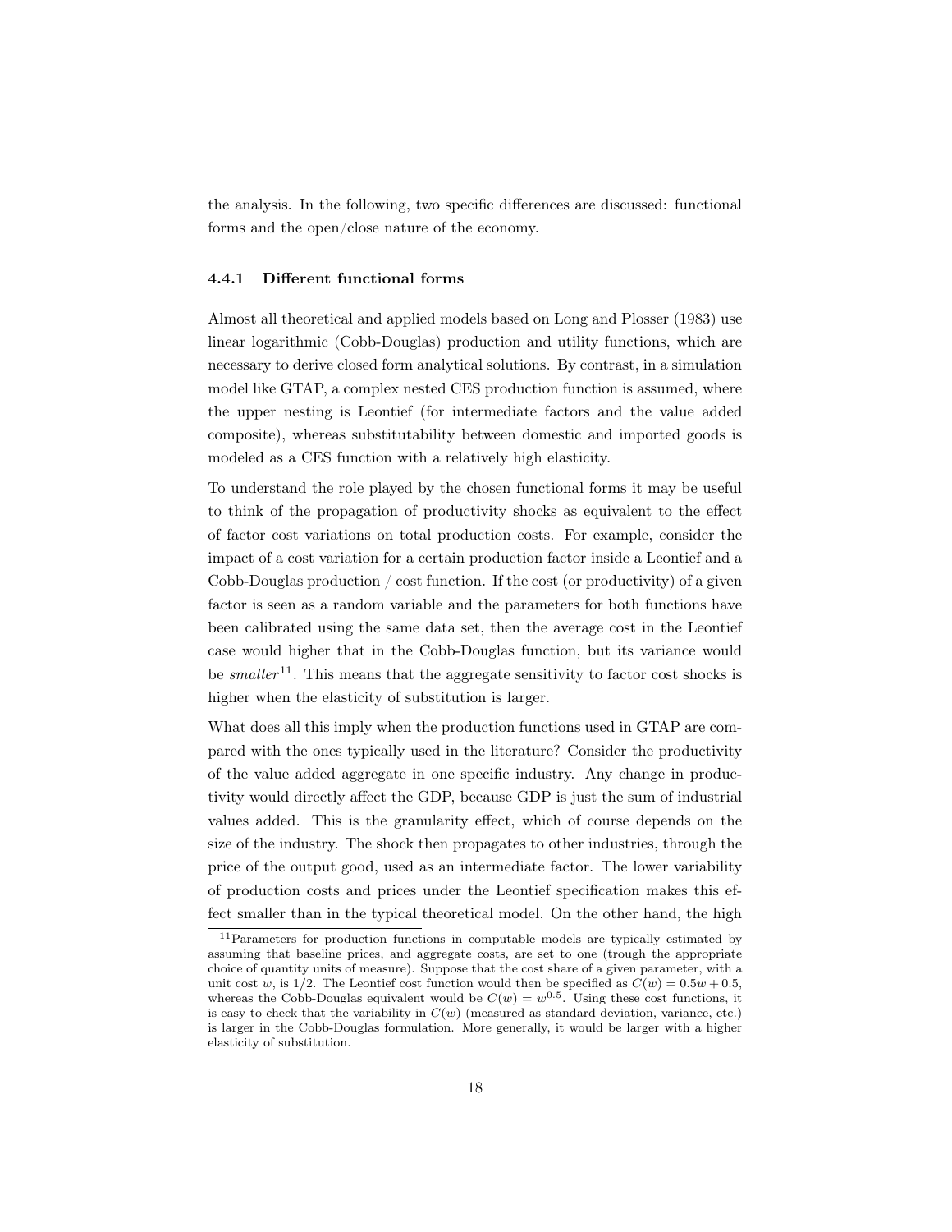the analysis. In the following, two specific differences are discussed: functional forms and the open/close nature of the economy.

### 4.4.1 Different functional forms

Almost all theoretical and applied models based on Long and Plosser (1983) use linear logarithmic (Cobb-Douglas) production and utility functions, which are necessary to derive closed form analytical solutions. By contrast, in a simulation model like GTAP, a complex nested CES production function is assumed, where the upper nesting is Leontief (for intermediate factors and the value added composite), whereas substitutability between domestic and imported goods is modeled as a CES function with a relatively high elasticity.

To understand the role played by the chosen functional forms it may be useful to think of the propagation of productivity shocks as equivalent to the effect of factor cost variations on total production costs. For example, consider the impact of a cost variation for a certain production factor inside a Leontief and a Cobb-Douglas production / cost function. If the cost (or productivity) of a given factor is seen as a random variable and the parameters for both functions have been calibrated using the same data set, then the average cost in the Leontief case would higher that in the Cobb-Douglas function, but its variance would be *smaller*[11]. This means that the aggregate sensitivity to factor cost shocks is higher when the elasticity of substitution is larger.

What does all this imply when the production functions used in GTAP are compared with the ones typically used in the literature? Consider the productivity of the value added aggregate in one specific industry. Any change in productivity would directly affect the GDP, because GDP is just the sum of industrial values added. This is the granularity effect, which of course depends on the size of the industry. The shock then propagates to other industries, through the price of the output good, used as an intermediate factor. The lower variability of production costs and prices under the Leontief specification makes this effect smaller than in the typical theoretical model. On the other hand, the high

[11] Parameters for production functions in computable models are typically estimated by assuming that baseline prices, and aggregate costs, are set to one (trough the appropriate choice of quantity units of measure). Suppose that the cost share of a given parameter, with a unit cost $w$, is 1/2. The Leontief cost function would then be specified as $C(w) = 0.5w + 0.5$, whereas the Cobb-Douglas equivalent would be $C(w) = w^{0.5}$. Using these cost functions, it is easy to check that the variability in $C(w)$ (measured as standard deviation, variance, etc.) is larger in the Cobb-Douglas formulation. More generally, it would be larger with a higher elasticity of substitution.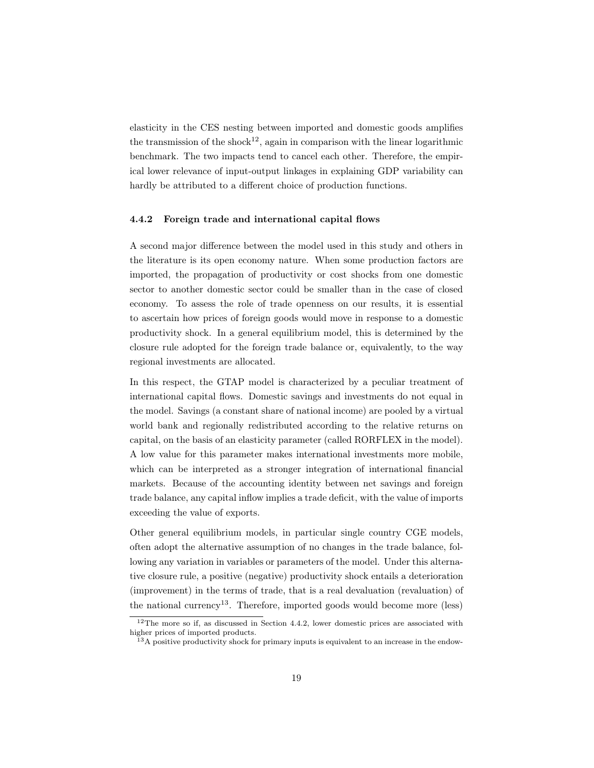elasticity in the CES nesting between imported and domestic goods amplifies the transmission of the shock[12], again in comparison with the linear logarithmic benchmark. The two impacts tend to cancel each other. Therefore, the empirical lower relevance of input-output linkages in explaining GDP variability can hardly be attributed to a different choice of production functions.

### 4.4.2 Foreign trade and international capital flows

A second major difference between the model used in this study and others in the literature is its open economy nature. When some production factors are imported, the propagation of productivity or cost shocks from one domestic sector to another domestic sector could be smaller than in the case of closed economy. To assess the role of trade openness on our results, it is essential to ascertain how prices of foreign goods would move in response to a domestic productivity shock. In a general equilibrium model, this is determined by the closure rule adopted for the foreign trade balance or, equivalently, to the way regional investments are allocated.

In this respect, the GTAP model is characterized by a peculiar treatment of international capital flows. Domestic savings and investments do not equal in the model. Savings (a constant share of national income) are pooled by a virtual world bank and regionally redistributed according to the relative returns on capital, on the basis of an elasticity parameter (called RORFLEX in the model). A low value for this parameter makes international investments more mobile, which can be interpreted as a stronger integration of international financial markets. Because of the accounting identity between net savings and foreign trade balance, any capital inflow implies a trade deficit, with the value of imports exceeding the value of exports.

Other general equilibrium models, in particular single country CGE models, often adopt the alternative assumption of no changes in the trade balance, following any variation in variables or parameters of the model. Under this alternative closure rule, a positive (negative) productivity shock entails a deterioration (improvement) in the terms of trade, that is a real devaluation (revaluation) of the national currency[13]. Therefore, imported goods would become more (less)

[12] The more so if, as discussed in Section 4.4.2, lower domestic prices are associated with higher prices of imported products.

[13] A positive productivity shock for primary inputs is equivalent to an increase in the endow-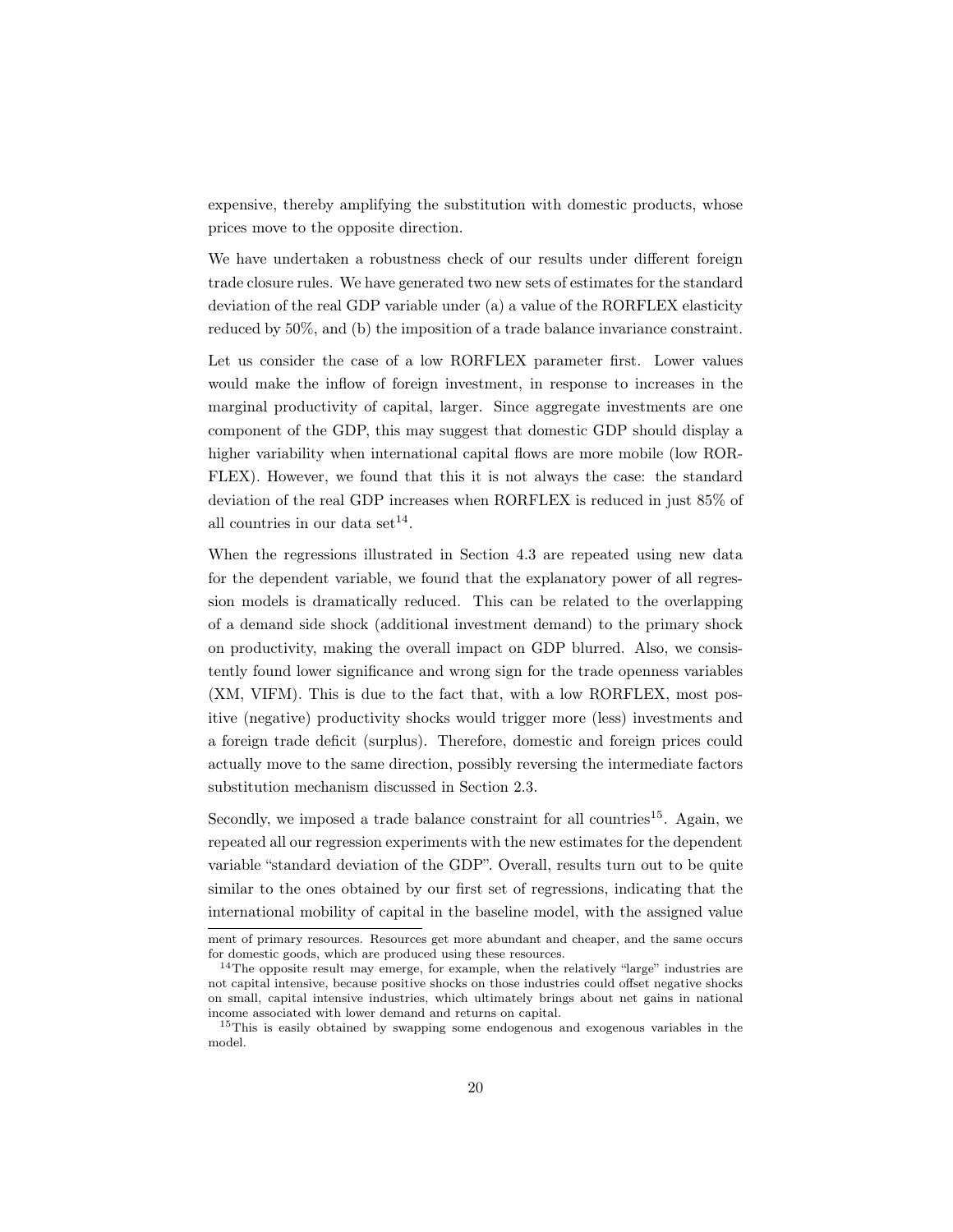expensive, thereby amplifying the substitution with domestic products, whose prices move to the opposite direction.

We have undertaken a robustness check of our results under different foreign trade closure rules. We have generated two new sets of estimates for the standard deviation of the real GDP variable under (a) a value of the RORFLEX elasticity reduced by 50%, and (b) the imposition of a trade balance invariance constraint.

Let us consider the case of a low RORFLEX parameter first. Lower values would make the inflow of foreign investment, in response to increases in the marginal productivity of capital, larger. Since aggregate investments are one component of the GDP, this may suggest that domestic GDP should display a higher variability when international capital flows are more mobile (low RORFLEX). However, we found that this it is not always the case: the standard deviation of the real GDP increases when RORFLEX is reduced in just 85% of all countries in our data set[14].

When the regressions illustrated in Section 4.3 are repeated using new data for the dependent variable, we found that the explanatory power of all regression models is dramatically reduced. This can be related to the overlapping of a demand side shock (additional investment demand) to the primary shock on productivity, making the overall impact on GDP blurred. Also, we consistently found lower significance and wrong sign for the trade openness variables (XM, VIFM). This is due to the fact that, with a low RORFLEX, most positive (negative) productivity shocks would trigger more (less) investments and a foreign trade deficit (surplus). Therefore, domestic and foreign prices could actually move to the same direction, possibly reversing the intermediate factors substitution mechanism discussed in Section 2.3.

Secondly, we imposed a trade balance constraint for all countries[15]. Again, we repeated all our regression experiments with the new estimates for the dependent variable "standard deviation of the GDP". Overall, results turn out to be quite similar to the ones obtained by our first set of regressions, indicating that the international mobility of capital in the baseline model, with the assigned value

ment of primary resources. Resources get more abundant and cheaper, and the same occurs for domestic goods, which are produced using these resources.

[14] The opposite result may emerge, for example, when the relatively "large" industries are not capital intensive, because positive shocks on those industries could offset negative shocks on small, capital intensive industries, which ultimately brings about net gains in national income associated with lower demand and returns on capital.

[15] This is easily obtained by swapping some endogenous and exogenous variables in the model.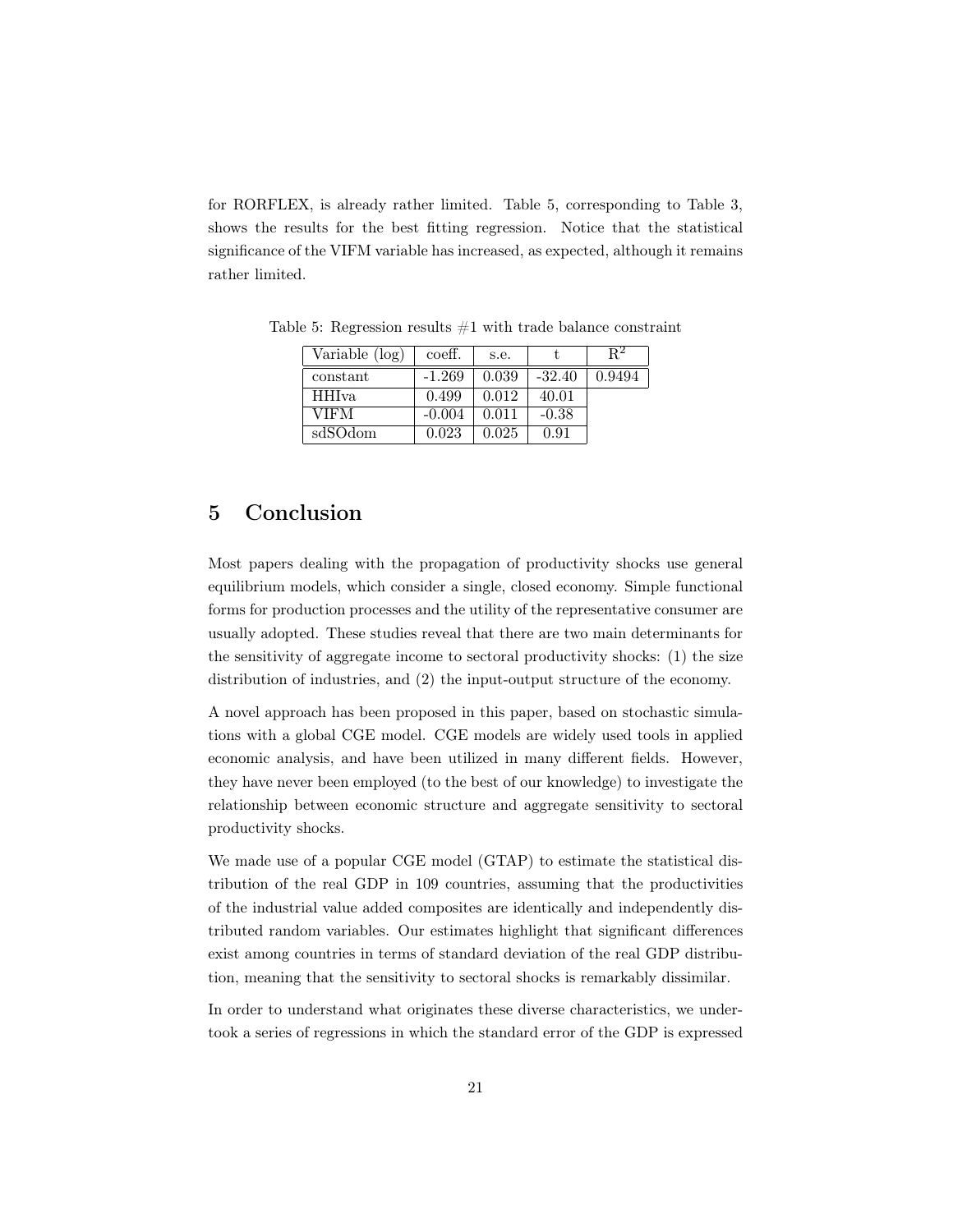for RORFLEX, is already rather limited. Table 5, corresponding to Table 3, shows the results for the best fitting regression. Notice that the statistical significance of the VIFM variable has increased, as expected, although it remains rather limited.

Table 5: Regression results #1 with trade balance constraint

| Variable (log) | coeff. | s.e. | t | $R^2$ |
|---|---|---|---|---|
| constant | -1.269 | 0.039 | -32.40 | 0.9494 |
| HHIva | 0.499 | 0.012 | 40.01 | |
| VIFM | -0.004 | 0.011 | -0.38 | |
| sdSOdom | 0.023 | 0.025 | 0.91 | |

## 5 Conclusion

Most papers dealing with the propagation of productivity shocks use general equilibrium models, which consider a single, closed economy. Simple functional forms for production processes and the utility of the representative consumer are usually adopted. These studies reveal that there are two main determinants for the sensitivity of aggregate income to sectoral productivity shocks: (1) the size distribution of industries, and (2) the input-output structure of the economy.

A novel approach has been proposed in this paper, based on stochastic simulations with a global CGE model. CGE models are widely used tools in applied economic analysis, and have been utilized in many different fields. However, they have never been employed (to the best of our knowledge) to investigate the relationship between economic structure and aggregate sensitivity to sectoral productivity shocks.

We made use of a popular CGE model (GTAP) to estimate the statistical distribution of the real GDP in 109 countries, assuming that the productivities of the industrial value added composites are identically and independently distributed random variables. Our estimates highlight that significant differences exist among countries in terms of standard deviation of the real GDP distribution, meaning that the sensitivity to sectoral shocks is remarkably dissimilar.

In order to understand what originates these diverse characteristics, we undertook a series of regressions in which the standard error of the GDP is expressed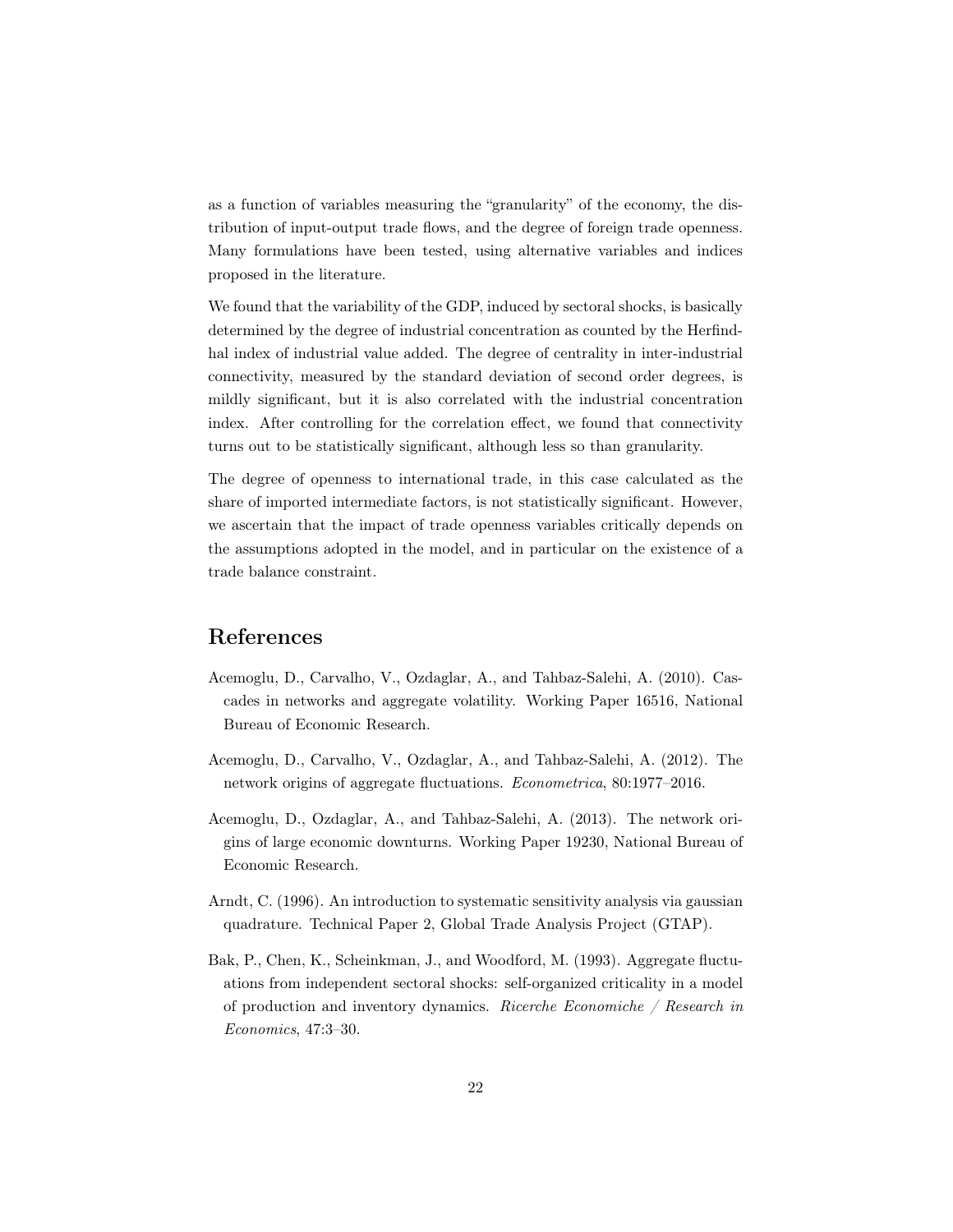as a function of variables measuring the “granularity” of the economy, the distribution of input-output trade flows, and the degree of foreign trade openness. Many formulations have been tested, using alternative variables and indices proposed in the literature.

We found that the variability of the GDP, induced by sectoral shocks, is basically determined by the degree of industrial concentration as counted by the Herfindhal index of industrial value added. The degree of centrality in inter-industrial connectivity, measured by the standard deviation of second order degrees, is mildly significant, but it is also correlated with the industrial concentration index. After controlling for the correlation effect, we found that connectivity turns out to be statistically significant, although less so than granularity.

The degree of openness to international trade, in this case calculated as the share of imported intermediate factors, is not statistically significant. However, we ascertain that the impact of trade openness variables critically depends on the assumptions adopted in the model, and in particular on the existence of a trade balance constraint.

## References

Acemoglu, D., Carvalho, V., Ozdaglar, A., and Tahbaz-Salehi, A. (2010). Cascades in networks and aggregate volatility. Working Paper 16516, National Bureau of Economic Research.

Acemoglu, D., Carvalho, V., Ozdaglar, A., and Tahbaz-Salehi, A. (2012). The network origins of aggregate fluctuations. *Econometrica*, 80:1977–2016.

Acemoglu, D., Ozdaglar, A., and Tahbaz-Salehi, A. (2013). The network origins of large economic downturns. Working Paper 19230, National Bureau of Economic Research.

Arndt, C. (1996). An introduction to systematic sensitivity analysis via gaussian quadrature. Technical Paper 2, Global Trade Analysis Project (GTAP).

Bak, P., Chen, K., Scheinkman, J., and Woodford, M. (1993). Aggregate fluctuations from independent sectoral shocks: self-organized criticality in a model of production and inventory dynamics. *Ricerche Economiche / Research in Economics*, 47:3–30.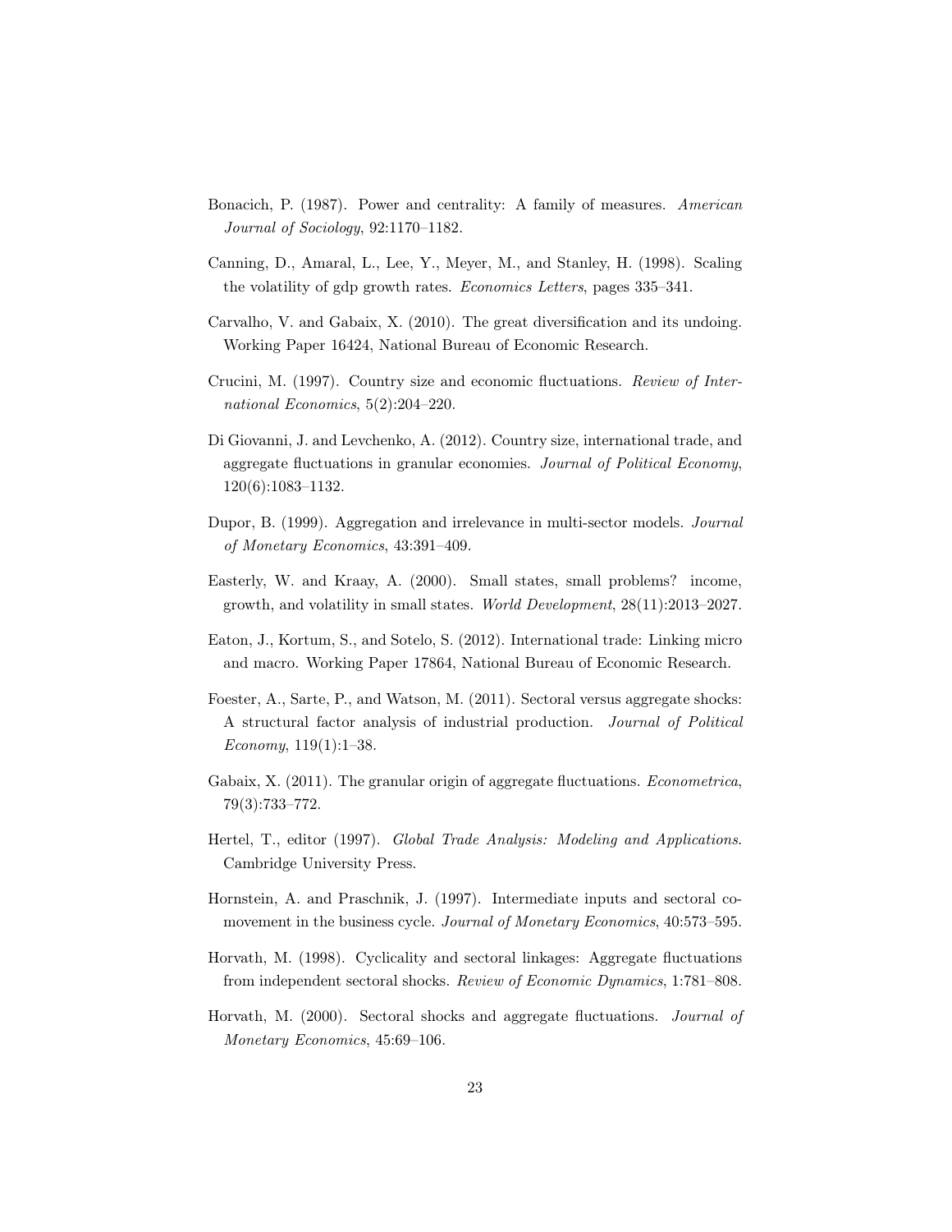Bonacich, P. (1987). Power and centrality: A family of measures. *American Journal of Sociology*, 92:1170–1182.

Canning, D., Amaral, L., Lee, Y., Meyer, M., and Stanley, H. (1998). Scaling the volatility of gdp growth rates. *Economics Letters*, pages 335–341.

Carvalho, V. and Gabaix, X. (2010). The great diversification and its undoing. Working Paper 16424, National Bureau of Economic Research.

Crucini, M. (1997). Country size and economic fluctuations. *Review of International Economics*, 5(2):204–220.

Di Giovanni, J. and Levchenko, A. (2012). Country size, international trade, and aggregate fluctuations in granular economies. *Journal of Political Economy*, 120(6):1083–1132.

Dupor, B. (1999). Aggregation and irrelevance in multi-sector models. *Journal of Monetary Economics*, 43:391–409.

Easterly, W. and Kraay, A. (2000). Small states, small problems? income, growth, and volatility in small states. *World Development*, 28(11):2013–2027.

Eaton, J., Kortum, S., and Sotelo, S. (2012). International trade: Linking micro and macro. Working Paper 17864, National Bureau of Economic Research.

Foester, A., Sarte, P., and Watson, M. (2011). Sectoral versus aggregate shocks: A structural factor analysis of industrial production. *Journal of Political Economy*, 119(1):1–38.

Gabaix, X. (2011). The granular origin of aggregate fluctuations. *Econometrica*, 79(3):733–772.

Hertel, T., editor (1997). *Global Trade Analysis: Modeling and Applications*. Cambridge University Press.

Hornstein, A. and Praschnik, J. (1997). Intermediate inputs and sectoral comovement in the business cycle. *Journal of Monetary Economics*, 40:573–595.

Horvath, M. (1998). Cyclicality and sectoral linkages: Aggregate fluctuations from independent sectoral shocks. *Review of Economic Dynamics*, 1:781–808.

Horvath, M. (2000). Sectoral shocks and aggregate fluctuations. *Journal of Monetary Economics*, 45:69–106.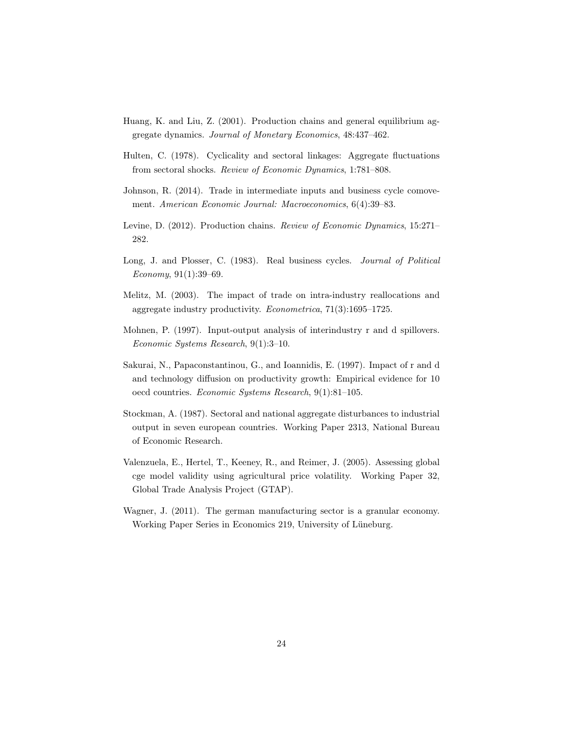Huang, K. and Liu, Z. (2001). Production chains and general equilibrium aggregate dynamics. *Journal of Monetary Economics*, 48:437–462.

Hulten, C. (1978). Cyclicality and sectoral linkages: Aggregate fluctuations from sectoral shocks. *Review of Economic Dynamics*, 1:781–808.

Johnson, R. (2014). Trade in intermediate inputs and business cycle comovement. *American Economic Journal: Macroeconomics*, 6(4):39–83.

Levine, D. (2012). Production chains. *Review of Economic Dynamics*, 15:271–282.

Long, J. and Plosser, C. (1983). Real business cycles. *Journal of Political Economy*, 91(1):39–69.

Melitz, M. (2003). The impact of trade on intra-industry reallocations and aggregate industry productivity. *Econometrica*, 71(3):1695–1725.

Mohnen, P. (1997). Input-output analysis of interindustry r and d spillovers. *Economic Systems Research*, 9(1):3–10.

Sakurai, N., Papaconstantinou, G., and Ioannidis, E. (1997). Impact of r and d and technology diffusion on productivity growth: Empirical evidence for 10 oecd countries. *Economic Systems Research*, 9(1):81–105.

Stockman, A. (1987). Sectoral and national aggregate disturbances to industrial output in seven european countries. Working Paper 2313, National Bureau of Economic Research.

Valenzuela, E., Hertel, T., Keeney, R., and Reimer, J. (2005). Assessing global cge model validity using agricultural price volatility. Working Paper 32, Global Trade Analysis Project (GTAP).

Wagner, J. (2011). The german manufacturing sector is a granular economy. Working Paper Series in Economics 219, University of Lüneburg.